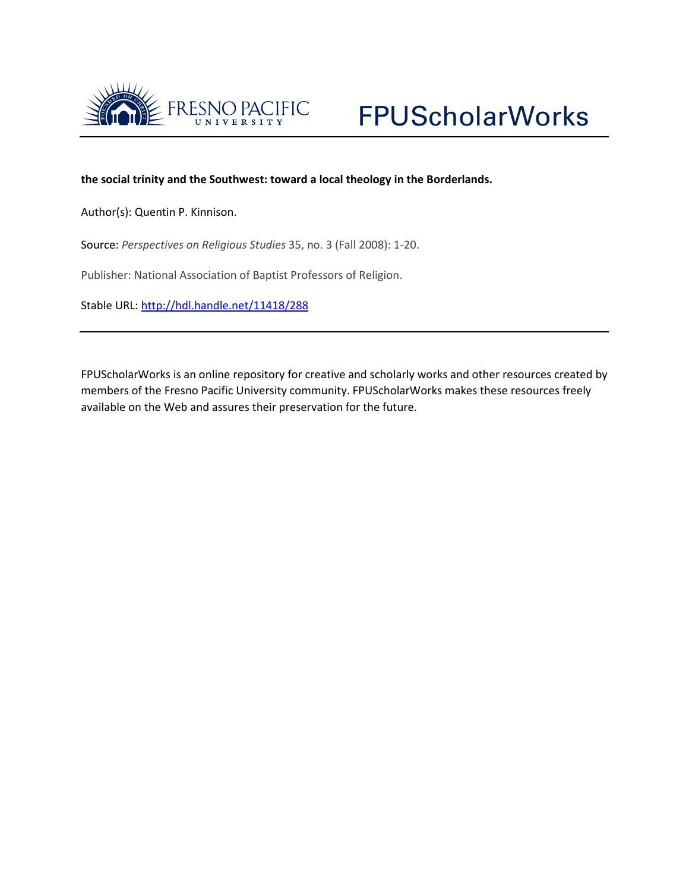FRESNO PACIFIC UNIVERSITY

FPUScholarWorks

**the social trinity and the Southwest: toward a local theology in the Borderlands.**

Author(s): Quentin P. Kinnison.

Source: *Perspectives on Religious Studies* 35, no. 3 (Fall 2008): 1-20.

Publisher: National Association of Baptist Professors of Religion.

Stable URL: http://hdl.handle.net/11418/288

---

FPUScholarWorks is an online repository for creative and scholarly works and other resources created by members of the Fresno Pacific University community. FPUScholarWorks makes these resources freely available on the Web and assures their preservation for the future.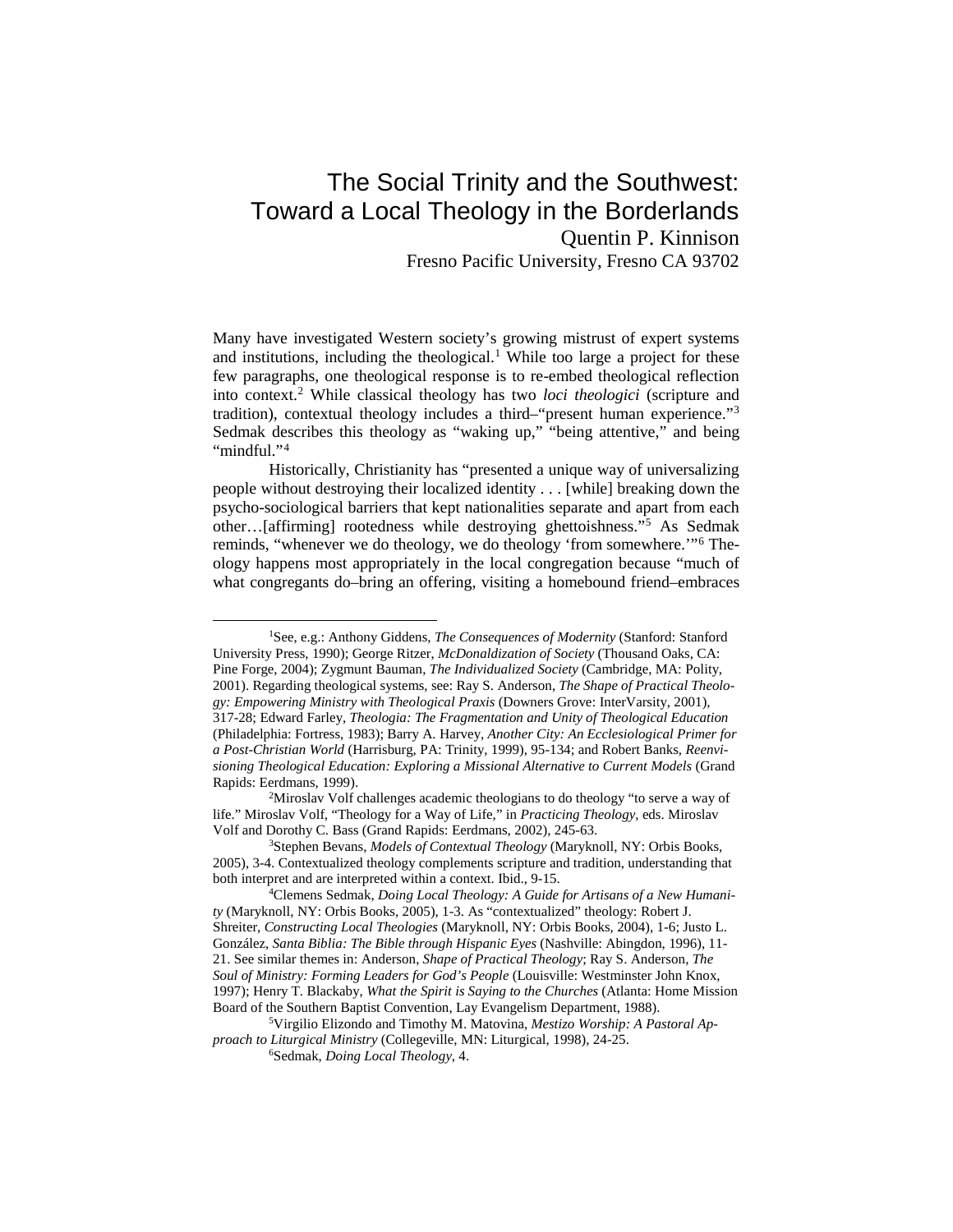# The Social Trinity and the Southwest: Toward a Local Theology in the Borderlands

Quentin P. Kinnison

Fresno Pacific University, Fresno CA 93702

Many have investigated Western society's growing mistrust of expert systems and institutions, including the theological.[1] While too large a project for these few paragraphs, one theological response is to re-embed theological reflection into context.[2] While classical theology has two *loci theologici* (scripture and tradition), contextual theology includes a third–"present human experience."[3] Sedmak describes this theology as "waking up," "being attentive," and being "mindful."[4]

Historically, Christianity has "presented a unique way of universalizing people without destroying their localized identity . . . [while] breaking down the psycho-sociological barriers that kept nationalities separate and apart from each other…[affirming] rootedness while destroying ghettoishness."[5] As Sedmak reminds, "whenever we do theology, we do theology 'from somewhere.'"[6] Theology happens most appropriately in the local congregation because "much of what congregants do–bring an offering, visiting a homebound friend–embraces

---

[1] See, e.g.: Anthony Giddens, *The Consequences of Modernity* (Stanford: Stanford University Press, 1990); George Ritzer, *McDonaldization of Society* (Thousand Oaks, CA: Pine Forge, 2004); Zygmunt Bauman, *The Individualized Society* (Cambridge, MA: Polity, 2001). Regarding theological systems, see: Ray S. Anderson, *The Shape of Practical Theology: Empowering Ministry with Theological Praxis* (Downers Grove: InterVarsity, 2001), 317-28; Edward Farley, *Theologia: The Fragmentation and Unity of Theological Education* (Philadelphia: Fortress, 1983); Barry A. Harvey, *Another City: An Ecclesiological Primer for a Post-Christian World* (Harrisburg, PA: Trinity, 1999), 95-134; and Robert Banks, *Reenvisioning Theological Education: Exploring a Missional Alternative to Current Models* (Grand Rapids: Eerdmans, 1999).

[2] Miroslav Volf challenges academic theologians to do theology "to serve a way of life." Miroslav Volf, "Theology for a Way of Life," in *Practicing Theology*, eds. Miroslav Volf and Dorothy C. Bass (Grand Rapids: Eerdmans, 2002), 245-63.

[3] Stephen Bevans, *Models of Contextual Theology* (Maryknoll, NY: Orbis Books, 2005), 3-4. Contextualized theology complements scripture and tradition, understanding that both interpret and are interpreted within a context. Ibid., 9-15.

[4] Clemens Sedmak, *Doing Local Theology: A Guide for Artisans of a New Humanity* (Maryknoll, NY: Orbis Books, 2005), 1-3. As "contextualized" theology: Robert J. Shreiter, *Constructing Local Theologies* (Maryknoll, NY: Orbis Books, 2004), 1-6; Justo L. González, *Santa Biblia: The Bible through Hispanic Eyes* (Nashville: Abingdon, 1996), 11-21. See similar themes in: Anderson, *Shape of Practical Theology*; Ray S. Anderson, *The Soul of Ministry: Forming Leaders for God's People* (Louisville: Westminster John Knox, 1997); Henry T. Blackaby, *What the Spirit is Saying to the Churches* (Atlanta: Home Mission Board of the Southern Baptist Convention, Lay Evangelism Department, 1988).

[5] Virgilio Elizondo and Timothy M. Matovina, *Mestizo Worship: A Pastoral Approach to Liturgical Ministry* (Collegeville, MN: Liturgical, 1998), 24-25.

[6] Sedmak, *Doing Local Theology*, 4.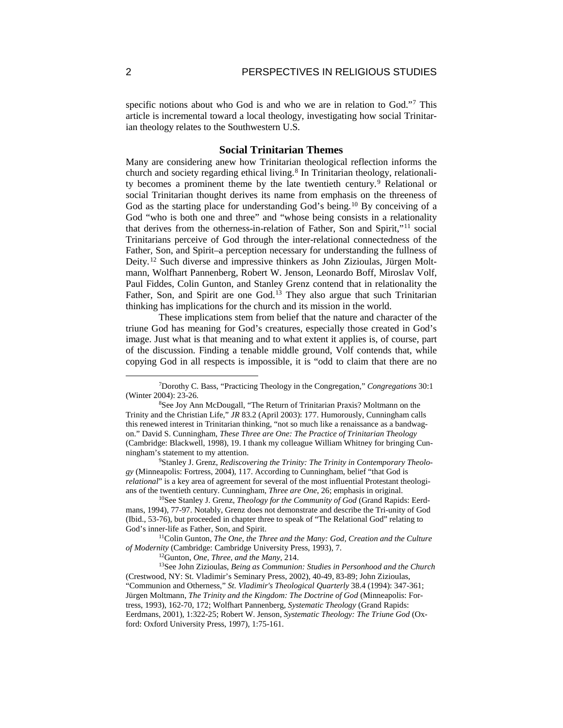specific notions about who God is and who we are in relation to God."[7] This article is incremental toward a local theology, investigating how social Trinitarian theology relates to the Southwestern U.S.

## Social Trinitarian Themes

Many are considering anew how Trinitarian theological reflection informs the church and society regarding ethical living.[8] In Trinitarian theology, relationality becomes a prominent theme by the late twentieth century.[9] Relational or social Trinitarian thought derives its name from emphasis on the threeness of God as the starting place for understanding God's being.[10] By conceiving of a God "who is both one and three" and "whose being consists in a relationality that derives from the otherness-in-relation of Father, Son and Spirit,"[11] social Trinitarians perceive of God through the inter-relational connectedness of the Father, Son, and Spirit–a perception necessary for understanding the fullness of Deity.[12] Such diverse and impressive thinkers as John Zizioulas, Jürgen Moltmann, Wolfhart Pannenberg, Robert W. Jenson, Leonardo Boff, Miroslav Volf, Paul Fiddes, Colin Gunton, and Stanley Grenz contend that in relationality the Father, Son, and Spirit are one God.[13] They also argue that such Trinitarian thinking has implications for the church and its mission in the world.

These implications stem from belief that the nature and character of the triune God has meaning for God's creatures, especially those created in God's image. Just what is that meaning and to what extent it applies is, of course, part of the discussion. Finding a tenable middle ground, Volf contends that, while copying God in all respects is impossible, it is "odd to claim that there are no

---

[7]Dorothy C. Bass, "Practicing Theology in the Congregation," *Congregations* 30:1 (Winter 2004): 23-26.

[8]See Joy Ann McDougall, "The Return of Trinitarian Praxis? Moltmann on the Trinity and the Christian Life," *JR* 83.2 (April 2003): 177. Humorously, Cunningham calls this renewed interest in Trinitarian thinking, "not so much like a renaissance as a bandwagon." David S. Cunningham, *These Three are One: The Practice of Trinitarian Theology* (Cambridge: Blackwell, 1998), 19. I thank my colleague William Whitney for bringing Cunningham's statement to my attention.

[9]Stanley J. Grenz, *Rediscovering the Trinity: The Trinity in Contemporary Theology* (Minneapolis: Fortress, 2004), 117. According to Cunningham, belief "that God is *relational*" is a key area of agreement for several of the most influential Protestant theologians of the twentieth century. Cunningham, *Three are One*, 26; emphasis in original.

[10]See Stanley J. Grenz, *Theology for the Community of God* (Grand Rapids: Eerdmans, 1994), 77-97. Notably, Grenz does not demonstrate and describe the Tri-unity of God (Ibid., 53-76), but proceeded in chapter three to speak of "The Relational God" relating to God's inner-life as Father, Son, and Spirit.

[11]Colin Gunton, *The One, the Three and the Many: God, Creation and the Culture of Modernity* (Cambridge: Cambridge University Press, 1993), 7.

[12]Gunton, *One, Three, and the Many*, 214.

[13]See John Zizioulas, *Being as Communion: Studies in Personhood and the Church* (Crestwood, NY: St. Vladimir's Seminary Press, 2002), 40-49, 83-89; John Zizioulas, "Communion and Otherness," *St. Vladimir's Theological Quarterly* 38.4 (1994): 347-361; Jürgen Moltmann, *The Trinity and the Kingdom: The Doctrine of God* (Minneapolis: Fortress, 1993), 162-70, 172; Wolfhart Pannenberg, *Systematic Theology* (Grand Rapids: Eerdmans, 2001), 1:322-25; Robert W. Jenson, *Systematic Theology: The Triune God* (Oxford: Oxford University Press, 1997), 1:75-161.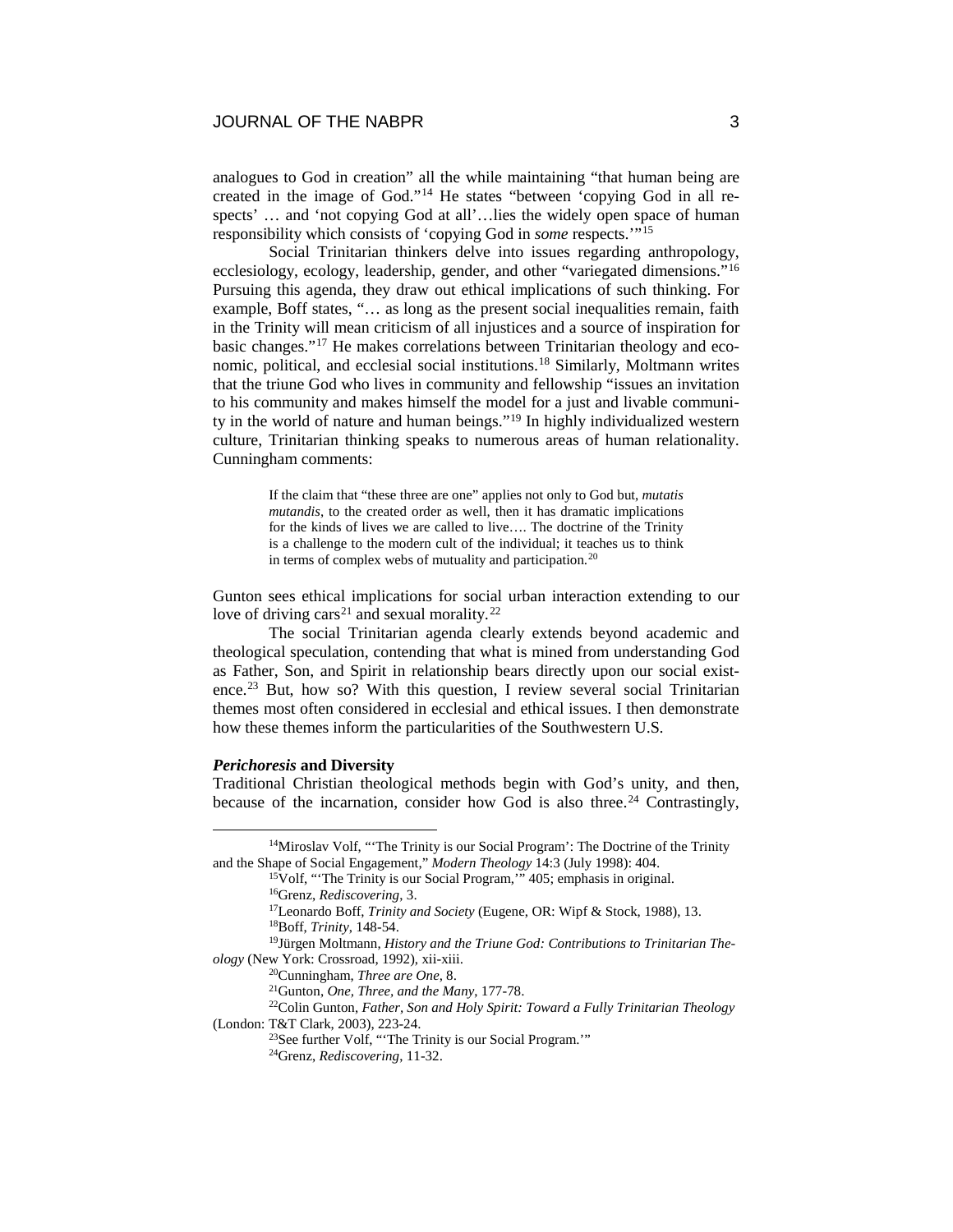analogues to God in creation" all the while maintaining "that human being are created in the image of God."[14] He states "between 'copying God in all respects' … and 'not copying God at all'…lies the widely open space of human responsibility which consists of 'copying God in *some* respects.'"[15]

Social Trinitarian thinkers delve into issues regarding anthropology, ecclesiology, ecology, leadership, gender, and other "variegated dimensions."[16] Pursuing this agenda, they draw out ethical implications of such thinking. For example, Boff states, "… as long as the present social inequalities remain, faith in the Trinity will mean criticism of all injustices and a source of inspiration for basic changes."[17] He makes correlations between Trinitarian theology and economic, political, and ecclesial social institutions.[18] Similarly, Moltmann writes that the triune God who lives in community and fellowship "issues an invitation to his community and makes himself the model for a just and livable community in the world of nature and human beings."[19] In highly individualized western culture, Trinitarian thinking speaks to numerous areas of human relationality. Cunningham comments:

> If the claim that "these three are one" applies not only to God but, *mutatis mutandis*, to the created order as well, then it has dramatic implications for the kinds of lives we are called to live…. The doctrine of the Trinity is a challenge to the modern cult of the individual; it teaches us to think in terms of complex webs of mutuality and participation.[20]

Gunton sees ethical implications for social urban interaction extending to our love of driving cars[21] and sexual morality.[22]

The social Trinitarian agenda clearly extends beyond academic and theological speculation, contending that what is mined from understanding God as Father, Son, and Spirit in relationship bears directly upon our social existence.[23] But, how so? With this question, I review several social Trinitarian themes most often considered in ecclesial and ethical issues. I then demonstrate how these themes inform the particularities of the Southwestern U.S.

### ***Perichoresis* and Diversity**

Traditional Christian theological methods begin with God's unity, and then, because of the incarnation, consider how God is also three.[24] Contrastingly,

---

[14]Miroslav Volf, "'The Trinity is our Social Program': The Doctrine of the Trinity and the Shape of Social Engagement," *Modern Theology* 14:3 (July 1998): 404.

[15]Volf, "'The Trinity is our Social Program,'" 405; emphasis in original.

[16]Grenz, *Rediscovering*, 3.

[17]Leonardo Boff, *Trinity and Society* (Eugene, OR: Wipf & Stock, 1988), 13.

[18]Boff, *Trinity*, 148-54.

[19]Jürgen Moltmann, *History and the Triune God: Contributions to Trinitarian Theology* (New York: Crossroad, 1992), xii-xiii.

[20]Cunningham, *Three are One*, 8.

[21]Gunton, *One, Three, and the Many*, 177-78.

[22]Colin Gunton, *Father, Son and Holy Spirit: Toward a Fully Trinitarian Theology* (London: T&T Clark, 2003), 223-24.

[23]See further Volf, "'The Trinity is our Social Program.'"

[24]Grenz, *Rediscovering*, 11-32.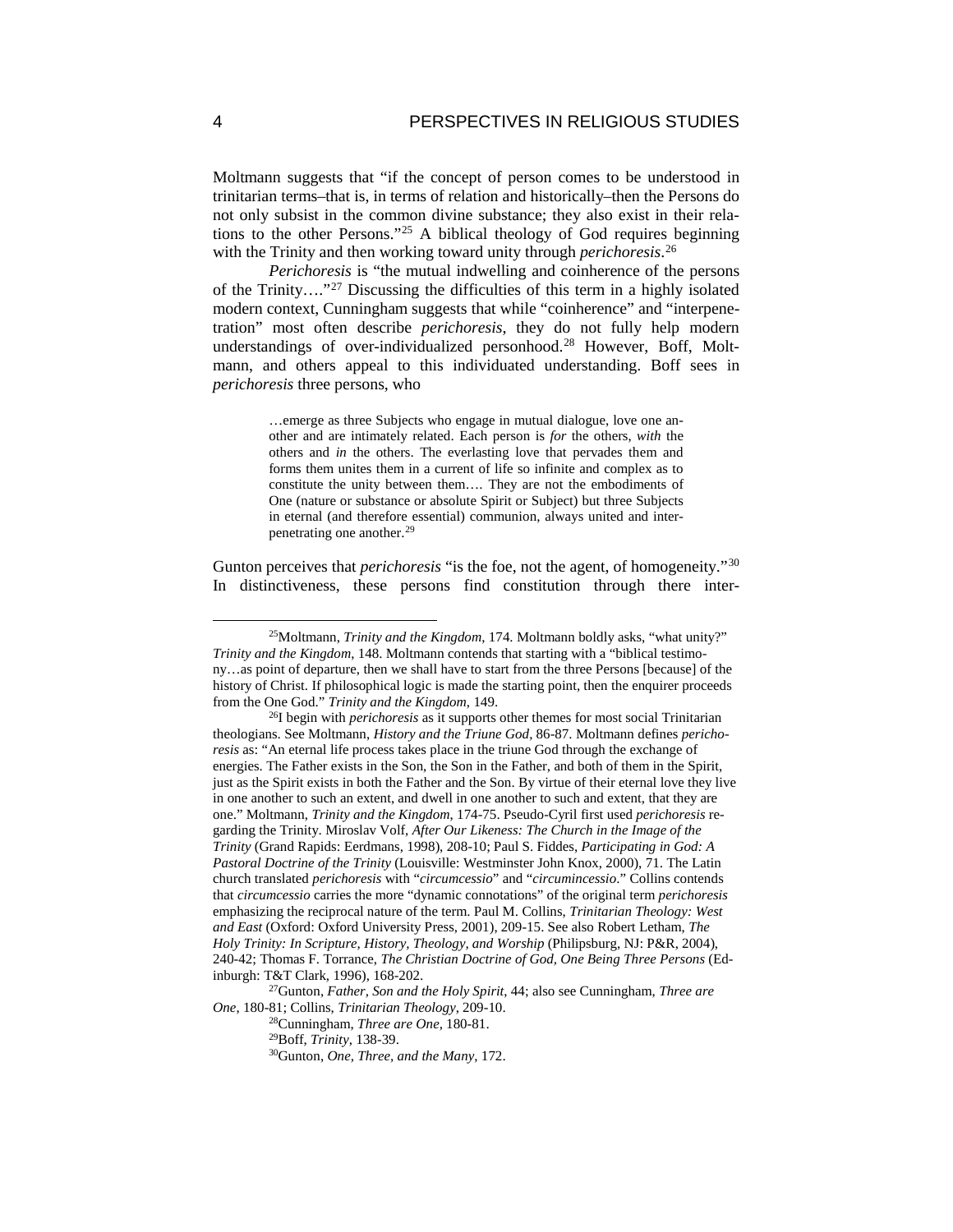Moltmann suggests that "if the concept of person comes to be understood in trinitarian terms–that is, in terms of relation and historically–then the Persons do not only subsist in the common divine substance; they also exist in their relations to the other Persons."[25] A biblical theology of God requires beginning with the Trinity and then working toward unity through *perichoresis*.[26]

*Perichoresis* is "the mutual indwelling and coinherence of the persons of the Trinity…."[27] Discussing the difficulties of this term in a highly isolated modern context, Cunningham suggests that while "coinherence" and "interpenetration" most often describe *perichoresis*, they do not fully help modern understandings of over-individualized personhood.[28] However, Boff, Moltmann, and others appeal to this individuated understanding. Boff sees in *perichoresis* three persons, who

> …emerge as three Subjects who engage in mutual dialogue, love one another and are intimately related. Each person is *for* the others, *with* the others and *in* the others. The everlasting love that pervades them and forms them unites them in a current of life so infinite and complex as to constitute the unity between them…. They are not the embodiments of One (nature or substance or absolute Spirit or Subject) but three Subjects in eternal (and therefore essential) communion, always united and interpenetrating one another.[29]

Gunton perceives that *perichoresis* "is the foe, not the agent, of homogeneity."[30] In distinctiveness, these persons find constitution through there inter-

---

[25]Moltmann, *Trinity and the Kingdom*, 174. Moltmann boldly asks, "what unity?" *Trinity and the Kingdom*, 148. Moltmann contends that starting with a "biblical testimony…as point of departure, then we shall have to start from the three Persons [because] of the history of Christ. If philosophical logic is made the starting point, then the enquirer proceeds from the One God." *Trinity and the Kingdom*, 149.

[26]I begin with *perichoresis* as it supports other themes for most social Trinitarian theologians. See Moltmann, *History and the Triune God*, 86-87. Moltmann defines *perichoresis* as: "An eternal life process takes place in the triune God through the exchange of energies. The Father exists in the Son, the Son in the Father, and both of them in the Spirit, just as the Spirit exists in both the Father and the Son. By virtue of their eternal love they live in one another to such an extent, and dwell in one another to such and extent, that they are one." Moltmann, *Trinity and the Kingdom*, 174-75. Pseudo-Cyril first used *perichoresis* regarding the Trinity. Miroslav Volf, *After Our Likeness: The Church in the Image of the Trinity* (Grand Rapids: Eerdmans, 1998), 208-10; Paul S. Fiddes, *Participating in God: A Pastoral Doctrine of the Trinity* (Louisville: Westminster John Knox, 2000), 71. The Latin church translated *perichoresis* with "*circumcessio*" and "*circumincessio*." Collins contends that *circumcessio* carries the more "dynamic connotations" of the original term *perichoresis* emphasizing the reciprocal nature of the term. Paul M. Collins, *Trinitarian Theology: West and East* (Oxford: Oxford University Press, 2001), 209-15. See also Robert Letham, *The Holy Trinity: In Scripture, History, Theology, and Worship* (Philipsburg, NJ: P&R, 2004), 240-42; Thomas F. Torrance, *The Christian Doctrine of God, One Being Three Persons* (Edinburgh: T&T Clark, 1996), 168-202.

[27]Gunton, *Father, Son and the Holy Spirit*, 44; also see Cunningham, *Three are One*, 180-81; Collins, *Trinitarian Theology*, 209-10.

[28]Cunningham, *Three are One*, 180-81.

[29]Boff, *Trinity*, 138-39.

[30]Gunton, *One, Three, and the Many*, 172.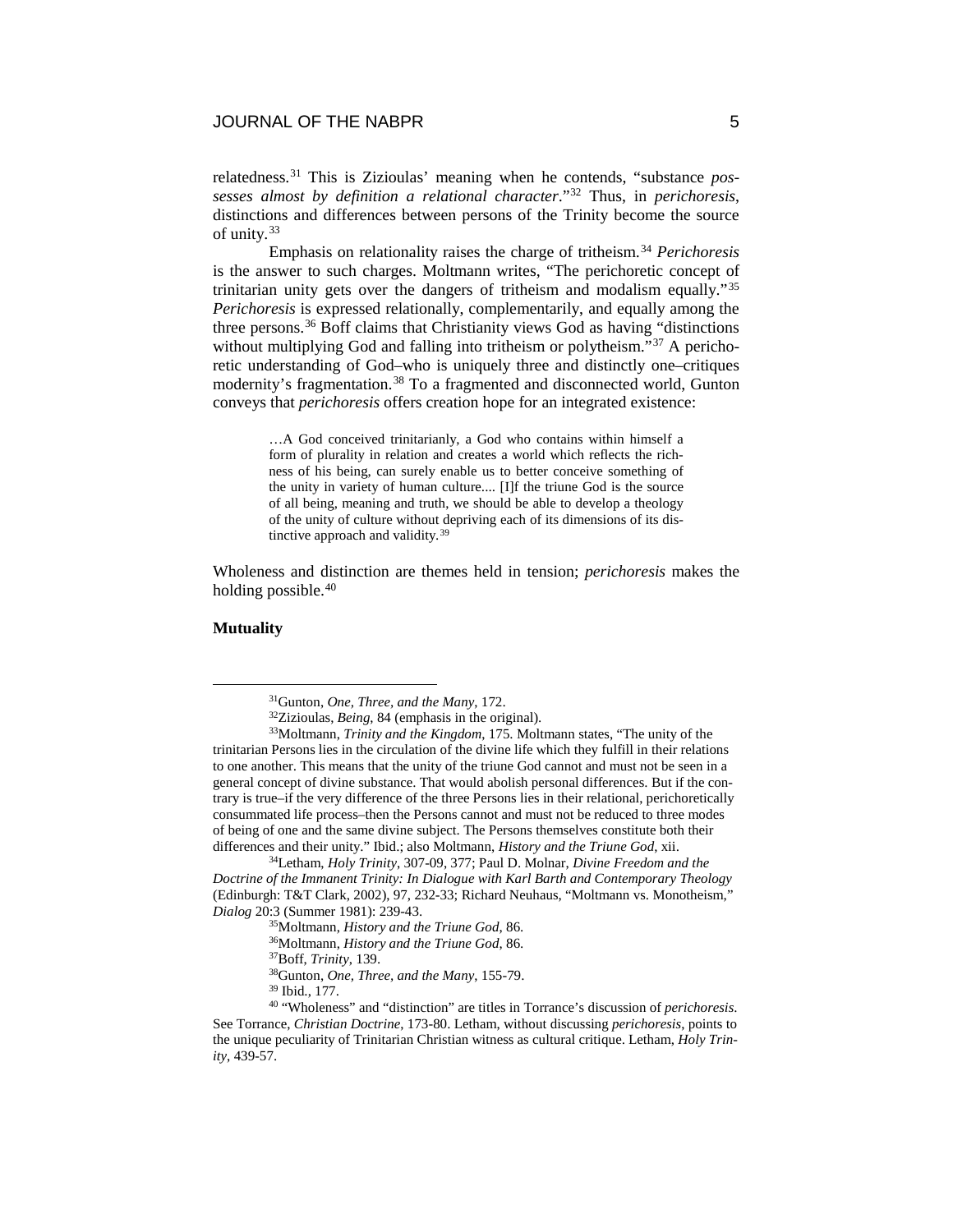relatedness.[31] This is Zizioulas' meaning when he contends, "substance *possesses almost by definition a relational character*."[32] Thus, in *perichoresis*, distinctions and differences between persons of the Trinity become the source of unity.[33]

Emphasis on relationality raises the charge of tritheism.[34] *Perichoresis* is the answer to such charges. Moltmann writes, "The perichoretic concept of trinitarian unity gets over the dangers of tritheism and modalism equally."[35] *Perichoresis* is expressed relationally, complementarily, and equally among the three persons.[36] Boff claims that Christianity views God as having "distinctions without multiplying God and falling into tritheism or polytheism."[37] A perichoretic understanding of God–who is uniquely three and distinctly one–critiques modernity's fragmentation.[38] To a fragmented and disconnected world, Gunton conveys that *perichoresis* offers creation hope for an integrated existence:

> …A God conceived trinitarianly, a God who contains within himself a form of plurality in relation and creates a world which reflects the richness of his being, can surely enable us to better conceive something of the unity in variety of human culture.... [I]f the triune God is the source of all being, meaning and truth, we should be able to develop a theology of the unity of culture without depriving each of its dimensions of its distinctive approach and validity.[39]

Wholeness and distinction are themes held in tension; *perichoresis* makes the holding possible.[40]

**Mutuality**

---

[31]Gunton, *One, Three, and the Many*, 172.

[32]Zizioulas, *Being*, 84 (emphasis in the original).

[33]Moltmann, *Trinity and the Kingdom*, 175. Moltmann states, "The unity of the trinitarian Persons lies in the circulation of the divine life which they fulfill in their relations to one another. This means that the unity of the triune God cannot and must not be seen in a general concept of divine substance. That would abolish personal differences. But if the contrary is true–if the very difference of the three Persons lies in their relational, perichoretically consummated life process–then the Persons cannot and must not be reduced to three modes of being of one and the same divine subject. The Persons themselves constitute both their differences and their unity." Ibid.; also Moltmann, *History and the Triune God*, xii.

[34]Letham, *Holy Trinity*, 307-09, 377; Paul D. Molnar, *Divine Freedom and the Doctrine of the Immanent Trinity: In Dialogue with Karl Barth and Contemporary Theology* (Edinburgh: T&T Clark, 2002), 97, 232-33; Richard Neuhaus, "Moltmann vs. Monotheism," *Dialog* 20:3 (Summer 1981): 239-43.

[35]Moltmann, *History and the Triune God*, 86.

[36]Moltmann, *History and the Triune God*, 86.

[37]Boff, *Trinity*, 139.

[38]Gunton, *One, Three, and the Many*, 155-79.

[39] Ibid., 177.

[40] "Wholeness" and "distinction" are titles in Torrance's discussion of *perichoresis*. See Torrance, *Christian Doctrine*, 173-80. Letham, without discussing *perichoresis*, points to the unique peculiarity of Trinitarian Christian witness as cultural critique. Letham, *Holy Trinity*, 439-57.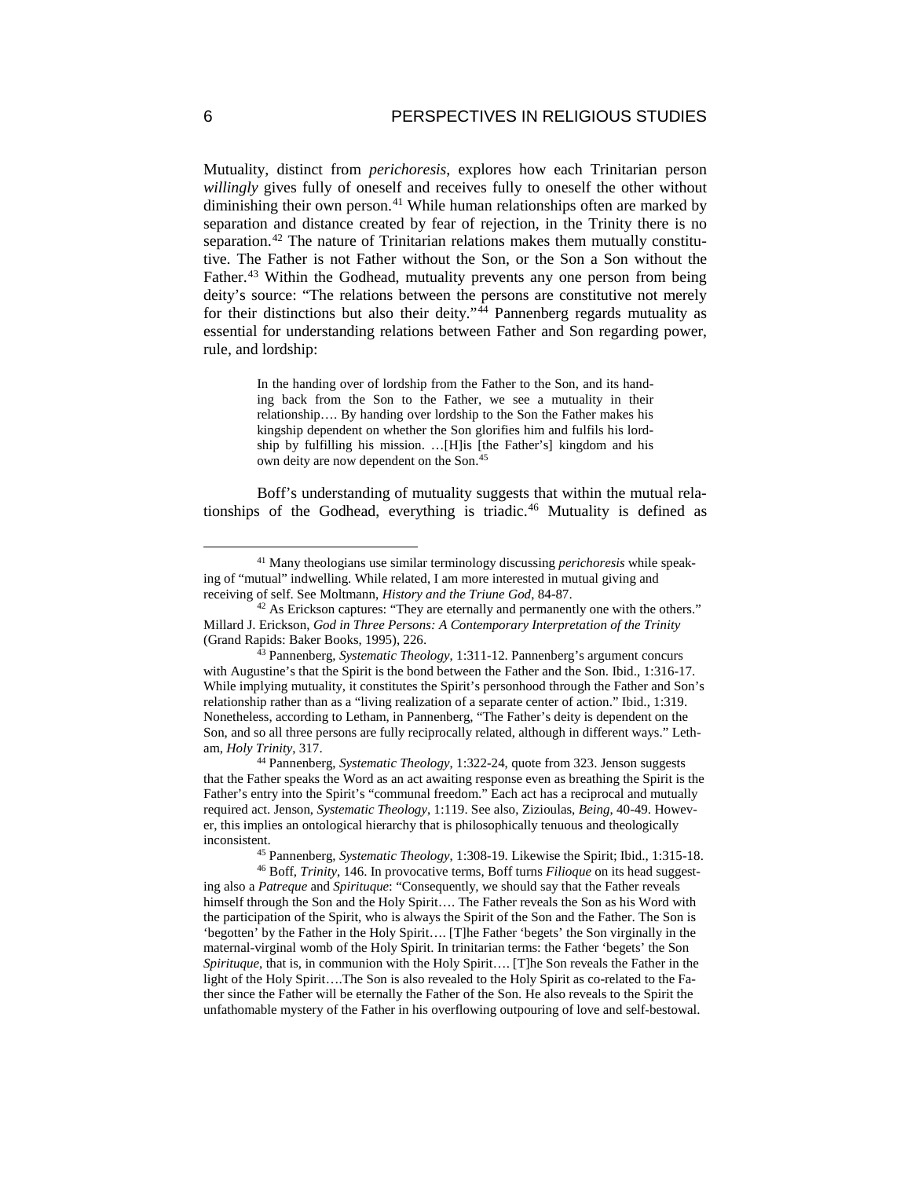Mutuality, distinct from *perichoresis*, explores how each Trinitarian person *willingly* gives fully of oneself and receives fully to oneself the other without diminishing their own person.[41] While human relationships often are marked by separation and distance created by fear of rejection, in the Trinity there is no separation.[42] The nature of Trinitarian relations makes them mutually constitutive. The Father is not Father without the Son, or the Son a Son without the Father.[43] Within the Godhead, mutuality prevents any one person from being deity's source: "The relations between the persons are constitutive not merely for their distinctions but also their deity."[44] Pannenberg regards mutuality as essential for understanding relations between Father and Son regarding power, rule, and lordship:

> In the handing over of lordship from the Father to the Son, and its handing back from the Son to the Father, we see a mutuality in their relationship…. By handing over lordship to the Son the Father makes his kingship dependent on whether the Son glorifies him and fulfils his lordship by fulfilling his mission. …[H]is [the Father's] kingdom and his own deity are now dependent on the Son.[45]

Boff's understanding of mutuality suggests that within the mutual relationships of the Godhead, everything is triadic.[46] Mutuality is defined as

---

[41] Many theologians use similar terminology discussing *perichoresis* while speaking of "mutual" indwelling. While related, I am more interested in mutual giving and receiving of self. See Moltmann, *History and the Triune God*, 84-87.

[42] As Erickson captures: "They are eternally and permanently one with the others." Millard J. Erickson, *God in Three Persons: A Contemporary Interpretation of the Trinity* (Grand Rapids: Baker Books, 1995), 226.

[43] Pannenberg, *Systematic Theology*, 1:311-12. Pannenberg's argument concurs with Augustine's that the Spirit is the bond between the Father and the Son. Ibid., 1:316-17. While implying mutuality, it constitutes the Spirit's personhood through the Father and Son's relationship rather than as a "living realization of a separate center of action." Ibid., 1:319. Nonetheless, according to Letham, in Pannenberg, "The Father's deity is dependent on the Son, and so all three persons are fully reciprocally related, although in different ways." Letham, *Holy Trinity*, 317.

[44] Pannenberg, *Systematic Theology*, 1:322-24, quote from 323. Jenson suggests that the Father speaks the Word as an act awaiting response even as breathing the Spirit is the Father's entry into the Spirit's "communal freedom." Each act has a reciprocal and mutually required act. Jenson, *Systematic Theology*, 1:119. See also, Zizioulas, *Being*, 40-49. However, this implies an ontological hierarchy that is philosophically tenuous and theologically inconsistent.

[45] Pannenberg, *Systematic Theology*, 1:308-19. Likewise the Spirit; Ibid., 1:315-18.

[46] Boff, *Trinity*, 146. In provocative terms, Boff turns *Filioque* on its head suggesting also a *Patreque* and *Spirituque*: "Consequently, we should say that the Father reveals himself through the Son and the Holy Spirit…. The Father reveals the Son as his Word with the participation of the Spirit, who is always the Spirit of the Son and the Father. The Son is 'begotten' by the Father in the Holy Spirit…. [T]he Father 'begets' the Son virginally in the maternal-virginal womb of the Holy Spirit. In trinitarian terms: the Father 'begets' the Son *Spirituque*, that is, in communion with the Holy Spirit…. [T]he Son reveals the Father in the light of the Holy Spirit….The Son is also revealed to the Holy Spirit as co-related to the Father since the Father will be eternally the Father of the Son. He also reveals to the Spirit the unfathomable mystery of the Father in his overflowing outpouring of love and self-bestowal.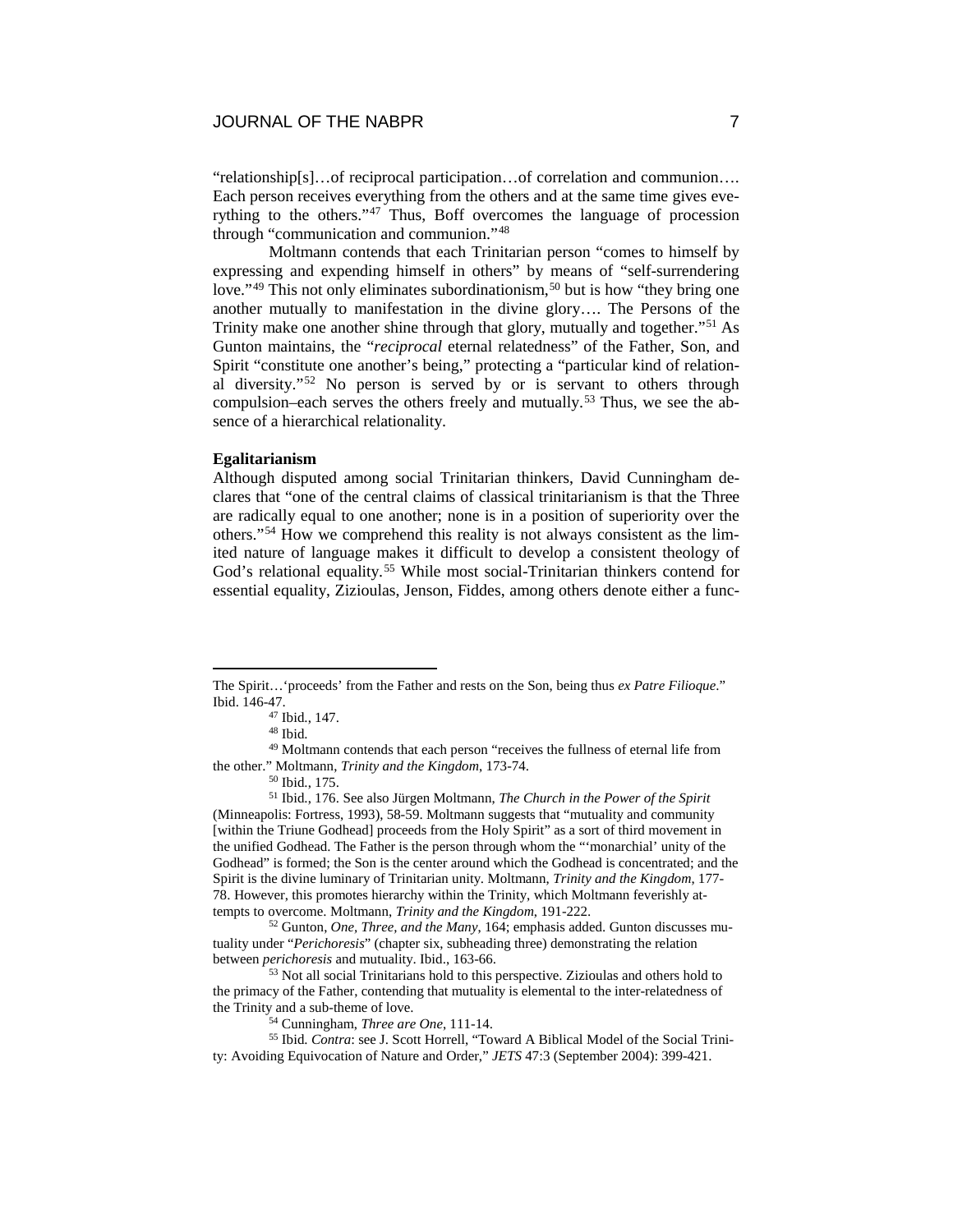"relationship[s]…of reciprocal participation…of correlation and communion…. Each person receives everything from the others and at the same time gives everything to the others."[47] Thus, Boff overcomes the language of procession through "communication and communion."[48]

Moltmann contends that each Trinitarian person "comes to himself by expressing and expending himself in others" by means of "self-surrendering love."[49] This not only eliminates subordinationism,[50] but is how "they bring one another mutually to manifestation in the divine glory…. The Persons of the Trinity make one another shine through that glory, mutually and together."[51] As Gunton maintains, the "*reciprocal* eternal relatedness" of the Father, Son, and Spirit "constitute one another's being," protecting a "particular kind of relational diversity."[52] No person is served by or is servant to others through compulsion–each serves the others freely and mutually.[53] Thus, we see the absence of a hierarchical relationality.

**Egalitarianism**

Although disputed among social Trinitarian thinkers, David Cunningham declares that "one of the central claims of classical trinitarianism is that the Three are radically equal to one another; none is in a position of superiority over the others."[54] How we comprehend this reality is not always consistent as the limited nature of language makes it difficult to develop a consistent theology of God's relational equality.[55] While most social-Trinitarian thinkers contend for essential equality, Zizioulas, Jenson, Fiddes, among others denote either a func-

---

The Spirit…'proceeds' from the Father and rests on the Son, being thus *ex Patre Filioque*." Ibid. 146-47.

[47] Ibid., 147.

[48] Ibid.

[49] Moltmann contends that each person "receives the fullness of eternal life from the other." Moltmann, *Trinity and the Kingdom*, 173-74.

[50] Ibid., 175.

[51] Ibid., 176. See also Jürgen Moltmann, *The Church in the Power of the Spirit* (Minneapolis: Fortress, 1993), 58-59. Moltmann suggests that "mutuality and community [within the Triune Godhead] proceeds from the Holy Spirit" as a sort of third movement in the unified Godhead. The Father is the person through whom the "'monarchial' unity of the Godhead" is formed; the Son is the center around which the Godhead is concentrated; and the Spirit is the divine luminary of Trinitarian unity. Moltmann, *Trinity and the Kingdom*, 177-78. However, this promotes hierarchy within the Trinity, which Moltmann feverishly attempts to overcome. Moltmann, *Trinity and the Kingdom*, 191-222.

[52] Gunton, *One, Three, and the Many*, 164; emphasis added. Gunton discusses mutuality under "*Perichoresis*" (chapter six, subheading three) demonstrating the relation between *perichoresis* and mutuality. Ibid., 163-66.

[53] Not all social Trinitarians hold to this perspective. Zizioulas and others hold to the primacy of the Father, contending that mutuality is elemental to the inter-relatedness of the Trinity and a sub-theme of love.

[54] Cunningham, *Three are One*, 111-14.

[55] Ibid. *Contra*: see J. Scott Horrell, "Toward A Biblical Model of the Social Trinity: Avoiding Equivocation of Nature and Order," *JETS* 47:3 (September 2004): 399-421.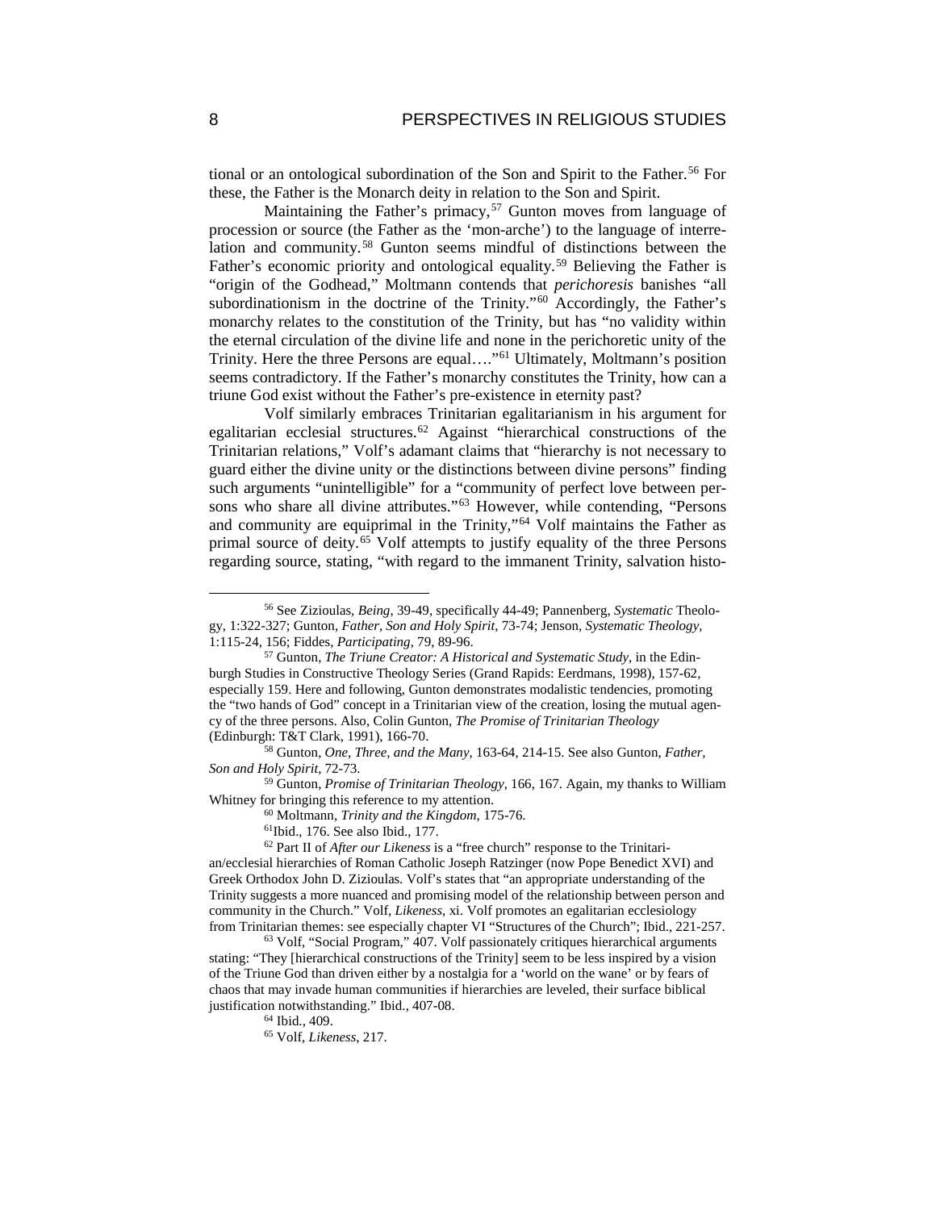tional or an ontological subordination of the Son and Spirit to the Father.[56] For these, the Father is the Monarch deity in relation to the Son and Spirit.

Maintaining the Father's primacy,[57] Gunton moves from language of procession or source (the Father as the 'mon-arche') to the language of interrelation and community.[58] Gunton seems mindful of distinctions between the Father's economic priority and ontological equality.[59] Believing the Father is "origin of the Godhead," Moltmann contends that *perichoresis* banishes "all subordinationism in the doctrine of the Trinity."[60] Accordingly, the Father's monarchy relates to the constitution of the Trinity, but has "no validity within the eternal circulation of the divine life and none in the perichoretic unity of the Trinity. Here the three Persons are equal…."[61] Ultimately, Moltmann's position seems contradictory. If the Father's monarchy constitutes the Trinity, how can a triune God exist without the Father's pre-existence in eternity past?

Volf similarly embraces Trinitarian egalitarianism in his argument for egalitarian ecclesial structures.[62] Against "hierarchical constructions of the Trinitarian relations," Volf's adamant claims that "hierarchy is not necessary to guard either the divine unity or the distinctions between divine persons" finding such arguments "unintelligible" for a "community of perfect love between persons who share all divine attributes."[63] However, while contending, "Persons and community are equiprimal in the Trinity,"[64] Volf maintains the Father as primal source of deity.[65] Volf attempts to justify equality of the three Persons regarding source, stating, "with regard to the immanent Trinity, salvation histo-

---

[56] See Zizioulas, *Being*, 39-49, specifically 44-49; Pannenberg, *Systematic* Theology, 1:322-327; Gunton, *Father, Son and Holy Spirit*, 73-74; Jenson, *Systematic Theology*, 1:115-24, 156; Fiddes, *Participating*, 79, 89-96.

[57] Gunton, *The Triune Creator: A Historical and Systematic Study*, in the Edinburgh Studies in Constructive Theology Series (Grand Rapids: Eerdmans, 1998), 157-62, especially 159. Here and following, Gunton demonstrates modalistic tendencies, promoting the "two hands of God" concept in a Trinitarian view of the creation, losing the mutual agency of the three persons. Also, Colin Gunton, *The Promise of Trinitarian Theology* (Edinburgh: T&T Clark, 1991), 166-70.

[58] Gunton, *One, Three, and the Many*, 163-64, 214-15. See also Gunton, *Father, Son and Holy Spirit*, 72-73.

[59] Gunton, *Promise of Trinitarian Theology*, 166, 167. Again, my thanks to William Whitney for bringing this reference to my attention.

[60] Moltmann, *Trinity and the Kingdom*, 175-76.

[61] Ibid., 176. See also Ibid., 177.

[62] Part II of *After our Likeness* is a "free church" response to the Trinitarian/ecclesial hierarchies of Roman Catholic Joseph Ratzinger (now Pope Benedict XVI) and Greek Orthodox John D. Zizioulas. Volf's states that "an appropriate understanding of the Trinity suggests a more nuanced and promising model of the relationship between person and community in the Church." Volf, *Likeness*, xi. Volf promotes an egalitarian ecclesiology from Trinitarian themes: see especially chapter VI "Structures of the Church"; Ibid., 221-257.

[63] Volf, "Social Program," 407. Volf passionately critiques hierarchical arguments stating: "They [hierarchical constructions of the Trinity] seem to be less inspired by a vision of the Triune God than driven either by a nostalgia for a 'world on the wane' or by fears of chaos that may invade human communities if hierarchies are leveled, their surface biblical justification notwithstanding." Ibid., 407-08.

[64] Ibid., 409.

[65] Volf, *Likeness*, 217.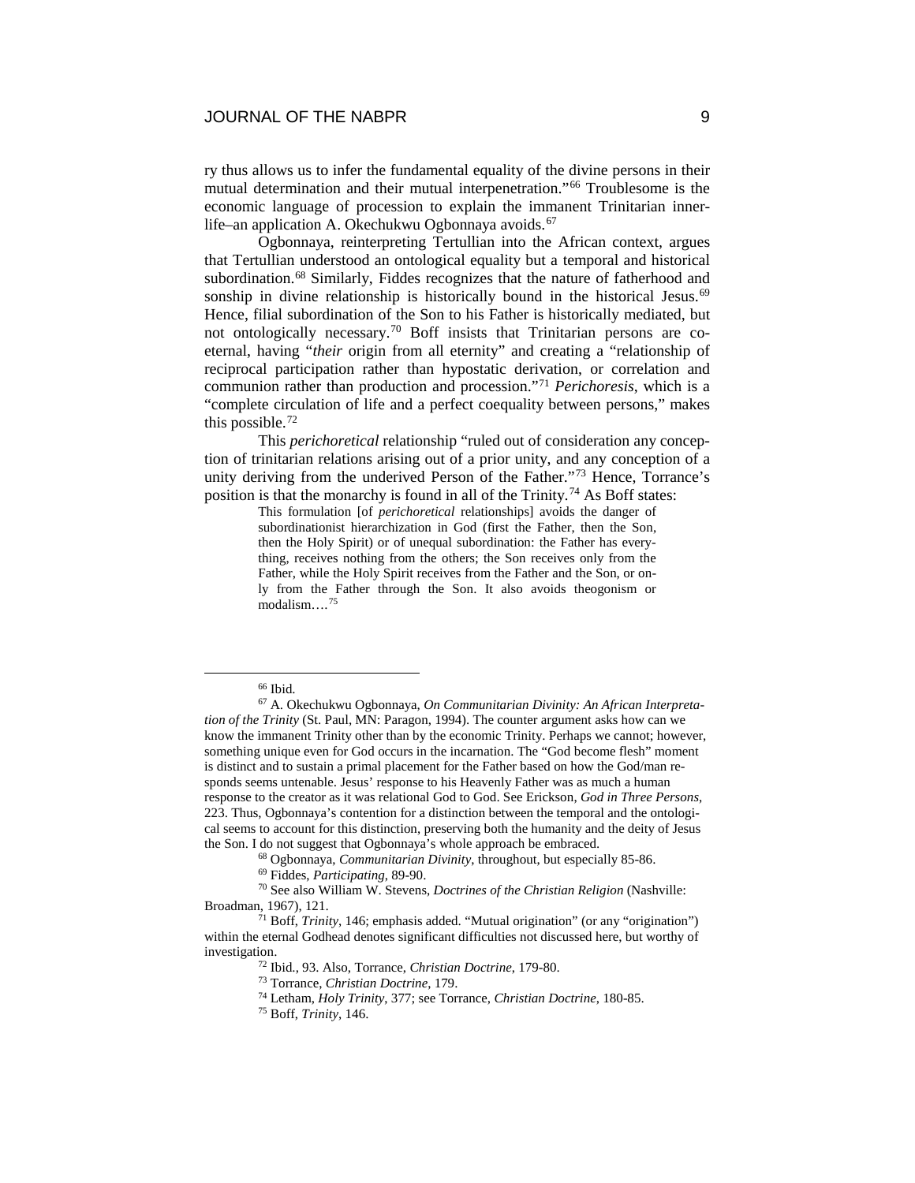ry thus allows us to infer the fundamental equality of the divine persons in their mutual determination and their mutual interpenetration."[66] Troublesome is the economic language of procession to explain the immanent Trinitarian inner-life–an application A. Okechukwu Ogbonnaya avoids.[67]

Ogbonnaya, reinterpreting Tertullian into the African context, argues that Tertullian understood an ontological equality but a temporal and historical subordination.[68] Similarly, Fiddes recognizes that the nature of fatherhood and sonship in divine relationship is historically bound in the historical Jesus.[69] Hence, filial subordination of the Son to his Father is historically mediated, but not ontologically necessary.[70] Boff insists that Trinitarian persons are co-eternal, having "*their* origin from all eternity" and creating a "relationship of reciprocal participation rather than hypostatic derivation, or correlation and communion rather than production and procession."[71] *Perichoresis*, which is a "complete circulation of life and a perfect coequality between persons," makes this possible.[72]

This *perichoretical* relationship "ruled out of consideration any conception of trinitarian relations arising out of a prior unity, and any conception of a unity deriving from the underived Person of the Father."[73] Hence, Torrance's position is that the monarchy is found in all of the Trinity.[74] As Boff states:

> This formulation [of *perichoretical* relationships] avoids the danger of subordinationist hierarchization in God (first the Father, then the Son, then the Holy Spirit) or of unequal subordination: the Father has everything, receives nothing from the others; the Son receives only from the Father, while the Holy Spirit receives from the Father and the Son, or only from the Father through the Son. It also avoids theogonism or modalism….[75]

---

[66] Ibid.

[67] A. Okechukwu Ogbonnaya, *On Communitarian Divinity: An African Interpretation of the Trinity* (St. Paul, MN: Paragon, 1994). The counter argument asks how can we know the immanent Trinity other than by the economic Trinity. Perhaps we cannot; however, something unique even for God occurs in the incarnation. The "God become flesh" moment is distinct and to sustain a primal placement for the Father based on how the God/man responds seems untenable. Jesus' response to his Heavenly Father was as much a human response to the creator as it was relational God to God. See Erickson, *God in Three Persons*, 223. Thus, Ogbonnaya's contention for a distinction between the temporal and the ontological seems to account for this distinction, preserving both the humanity and the deity of Jesus the Son. I do not suggest that Ogbonnaya's whole approach be embraced.

[68] Ogbonnaya, *Communitarian Divinity*, throughout, but especially 85-86.

[69] Fiddes, *Participating*, 89-90.

[70] See also William W. Stevens, *Doctrines of the Christian Religion* (Nashville: Broadman, 1967), 121.

[71] Boff, *Trinity*, 146; emphasis added. "Mutual origination" (or any "origination") within the eternal Godhead denotes significant difficulties not discussed here, but worthy of investigation.

[72] Ibid., 93. Also, Torrance, *Christian Doctrine*, 179-80.

[73] Torrance, *Christian Doctrine*, 179.

[74] Letham, *Holy Trinity*, 377; see Torrance, *Christian Doctrine*, 180-85.

[75] Boff, *Trinity*, 146.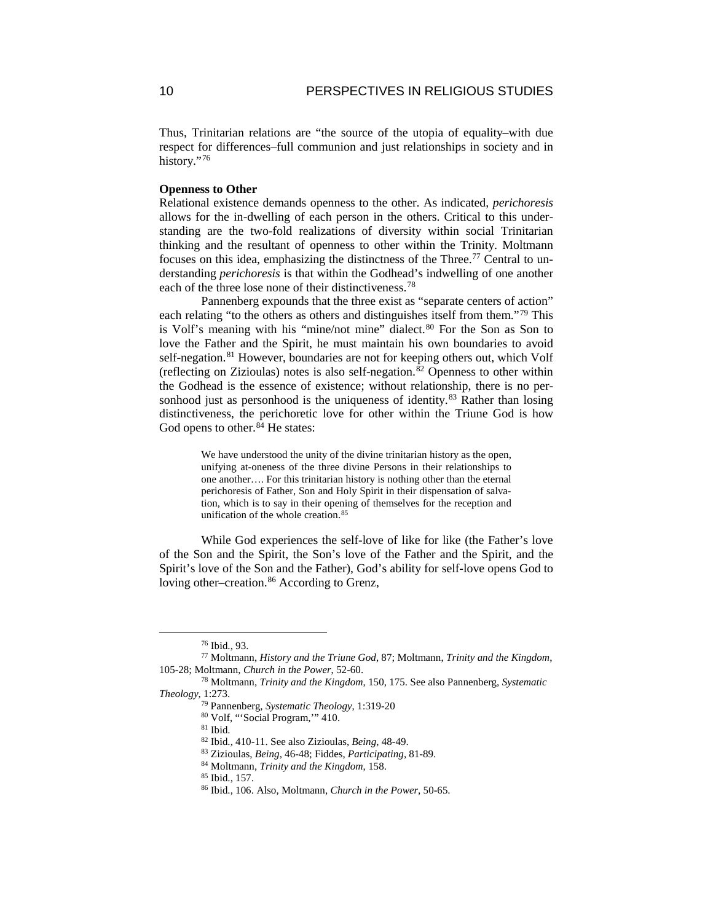Thus, Trinitarian relations are "the source of the utopia of equality–with due respect for differences–full communion and just relationships in society and in history."[76]

**Openness to Other**

Relational existence demands openness to the other. As indicated, *perichoresis* allows for the in-dwelling of each person in the others. Critical to this understanding are the two-fold realizations of diversity within social Trinitarian thinking and the resultant of openness to other within the Trinity. Moltmann focuses on this idea, emphasizing the distinctness of the Three.[77] Central to understanding *perichoresis* is that within the Godhead's indwelling of one another each of the three lose none of their distinctiveness.[78]

Pannenberg expounds that the three exist as "separate centers of action" each relating "to the others as others and distinguishes itself from them."[79] This is Volf's meaning with his "mine/not mine" dialect.[80] For the Son as Son to love the Father and the Spirit, he must maintain his own boundaries to avoid self-negation.[81] However, boundaries are not for keeping others out, which Volf (reflecting on Zizioulas) notes is also self-negation.[82] Openness to other within the Godhead is the essence of existence; without relationship, there is no personhood just as personhood is the uniqueness of identity.[83] Rather than losing distinctiveness, the perichoretic love for other within the Triune God is how God opens to other.[84] He states:

> We have understood the unity of the divine trinitarian history as the open, unifying at-oneness of the three divine Persons in their relationships to one another…. For this trinitarian history is nothing other than the eternal perichoresis of Father, Son and Holy Spirit in their dispensation of salvation, which is to say in their opening of themselves for the reception and unification of the whole creation.[85]

While God experiences the self-love of like for like (the Father's love of the Son and the Spirit, the Son's love of the Father and the Spirit, and the Spirit's love of the Son and the Father), God's ability for self-love opens God to loving other–creation.[86] According to Grenz,

---

[76] Ibid., 93.

[77] Moltmann, *History and the Triune God*, 87; Moltmann, *Trinity and the Kingdom*, 105-28; Moltmann, *Church in the Power*, 52-60.

[78] Moltmann, *Trinity and the Kingdom*, 150, 175. See also Pannenberg, *Systematic Theology*, 1:273.

[79] Pannenberg, *Systematic Theology*, 1:319-20

[80] Volf, "'Social Program,'" 410.

[81] Ibid.

[82] Ibid., 410-11. See also Zizioulas, *Being*, 48-49.

[83] Zizioulas, *Being*, 46-48; Fiddes, *Participating*, 81-89.

[84] Moltmann, *Trinity and the Kingdom*, 158.

[85] Ibid., 157.

[86] Ibid., 106. Also, Moltmann, *Church in the Power*, 50-65.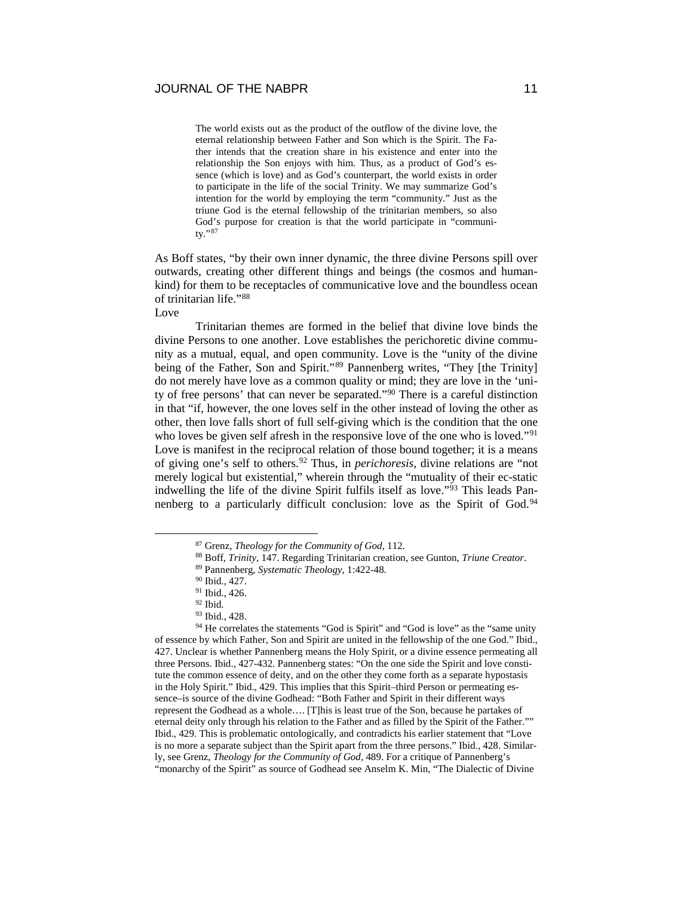> The world exists out as the product of the outflow of the divine love, the eternal relationship between Father and Son which is the Spirit. The Father intends that the creation share in his existence and enter into the relationship the Son enjoys with him. Thus, as a product of God's essence (which is love) and as God's counterpart, the world exists in order to participate in the life of the social Trinity. We may summarize God's intention for the world by employing the term "community." Just as the triune God is the eternal fellowship of the trinitarian members, so also God's purpose for creation is that the world participate in "community."[87]

As Boff states, "by their own inner dynamic, the three divine Persons spill over outwards, creating other different things and beings (the cosmos and humankind) for them to be receptacles of communicative love and the boundless ocean of trinitarian life."[88]

Love

Trinitarian themes are formed in the belief that divine love binds the divine Persons to one another. Love establishes the perichoretic divine community as a mutual, equal, and open community. Love is the "unity of the divine being of the Father, Son and Spirit."[89] Pannenberg writes, "They [the Trinity] do not merely have love as a common quality or mind; they are love in the 'unity of free persons' that can never be separated."[90] There is a careful distinction in that "if, however, the one loves self in the other instead of loving the other as other, then love falls short of full self-giving which is the condition that the one who loves be given self afresh in the responsive love of the one who is loved."[91] Love is manifest in the reciprocal relation of those bound together; it is a means of giving one's self to others.[92] Thus, in *perichoresis*, divine relations are "not merely logical but existential," wherein through the "mutuality of their ec-static indwelling the life of the divine Spirit fulfils itself as love."[93] This leads Pannenberg to a particularly difficult conclusion: love as the Spirit of God.[94]

---

[87] Grenz, *Theology for the Community of God*, 112.

[88] Boff, *Trinity*, 147. Regarding Trinitarian creation, see Gunton, *Triune Creator*.

[89] Pannenberg, *Systematic Theology*, 1:422-48.

[90] Ibid., 427.

[91] Ibid., 426.

[92] Ibid.

[93] Ibid., 428.

[94] He correlates the statements "God is Spirit" and "God is love" as the "same unity of essence by which Father, Son and Spirit are united in the fellowship of the one God." Ibid., 427. Unclear is whether Pannenberg means the Holy Spirit, or a divine essence permeating all three Persons. Ibid., 427-432. Pannenberg states: "On the one side the Spirit and love constitute the common essence of deity, and on the other they come forth as a separate hypostasis in the Holy Spirit." Ibid., 429. This implies that this Spirit–third Person or permeating essence–is source of the divine Godhead: "Both Father and Spirit in their different ways represent the Godhead as a whole…. [T]his is least true of the Son, because he partakes of eternal deity only through his relation to the Father and as filled by the Spirit of the Father."" Ibid., 429. This is problematic ontologically, and contradicts his earlier statement that "Love is no more a separate subject than the Spirit apart from the three persons." Ibid., 428. Similarly, see Grenz, *Theology for the Community of God*, 489. For a critique of Pannenberg's "monarchy of the Spirit" as source of Godhead see Anselm K. Min, "The Dialectic of Divine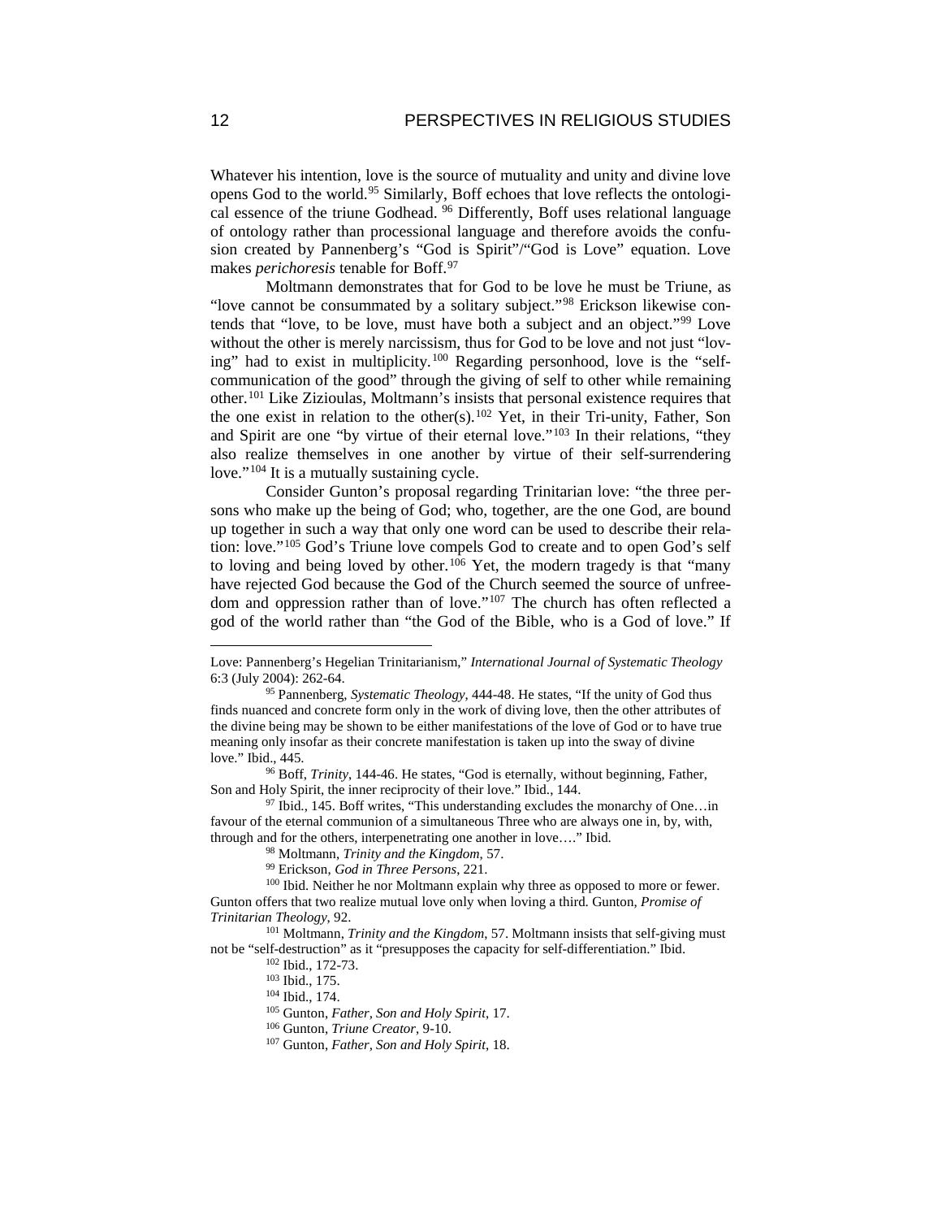Whatever his intention, love is the source of mutuality and unity and divine love opens God to the world.[95] Similarly, Boff echoes that love reflects the ontological essence of the triune Godhead.[96] Differently, Boff uses relational language of ontology rather than processional language and therefore avoids the confusion created by Pannenberg's "God is Spirit"/"God is Love" equation. Love makes *perichoresis* tenable for Boff.[97]

Moltmann demonstrates that for God to be love he must be Triune, as "love cannot be consummated by a solitary subject."[98] Erickson likewise contends that "love, to be love, must have both a subject and an object."[99] Love without the other is merely narcissism, thus for God to be love and not just "loving" had to exist in multiplicity.[100] Regarding personhood, love is the "self-communication of the good" through the giving of self to other while remaining other.[101] Like Zizioulas, Moltmann's insists that personal existence requires that the one exist in relation to the other(s).[102] Yet, in their Tri-unity, Father, Son and Spirit are one "by virtue of their eternal love."[103] In their relations, "they also realize themselves in one another by virtue of their self-surrendering love."[104] It is a mutually sustaining cycle.

Consider Gunton's proposal regarding Trinitarian love: "the three persons who make up the being of God; who, together, are the one God, are bound up together in such a way that only one word can be used to describe their relation: love."[105] God's Triune love compels God to create and to open God's self to loving and being loved by other.[106] Yet, the modern tragedy is that "many have rejected God because the God of the Church seemed the source of unfreedom and oppression rather than of love."[107] The church has often reflected a god of the world rather than "the God of the Bible, who is a God of love." If

---

Love: Pannenberg's Hegelian Trinitarianism," *International Journal of Systematic Theology* 6:3 (July 2004): 262-64.

[95] Pannenberg, *Systematic Theology*, 444-48. He states, "If the unity of God thus finds nuanced and concrete form only in the work of diving love, then the other attributes of the divine being may be shown to be either manifestations of the love of God or to have true meaning only insofar as their concrete manifestation is taken up into the sway of divine love." Ibid., 445.

[96] Boff, *Trinity*, 144-46. He states, "God is eternally, without beginning, Father, Son and Holy Spirit, the inner reciprocity of their love." Ibid., 144.

[97] Ibid., 145. Boff writes, "This understanding excludes the monarchy of One…in favour of the eternal communion of a simultaneous Three who are always one in, by, with, through and for the others, interpenetrating one another in love…." Ibid.

[98] Moltmann, *Trinity and the Kingdom*, 57.

[99] Erickson, *God in Three Persons*, 221.

[100] Ibid. Neither he nor Moltmann explain why three as opposed to more or fewer. Gunton offers that two realize mutual love only when loving a third. Gunton, *Promise of Trinitarian Theology*, 92.

[101] Moltmann, *Trinity and the Kingdom*, 57. Moltmann insists that self-giving must not be "self-destruction" as it "presupposes the capacity for self-differentiation." Ibid.

[102] Ibid., 172-73.

[103] Ibid., 175.

[104] Ibid., 174.

[105] Gunton, *Father, Son and Holy Spirit*, 17.

[106] Gunton, *Triune Creator*, 9-10.

[107] Gunton, *Father, Son and Holy Spirit*, 18.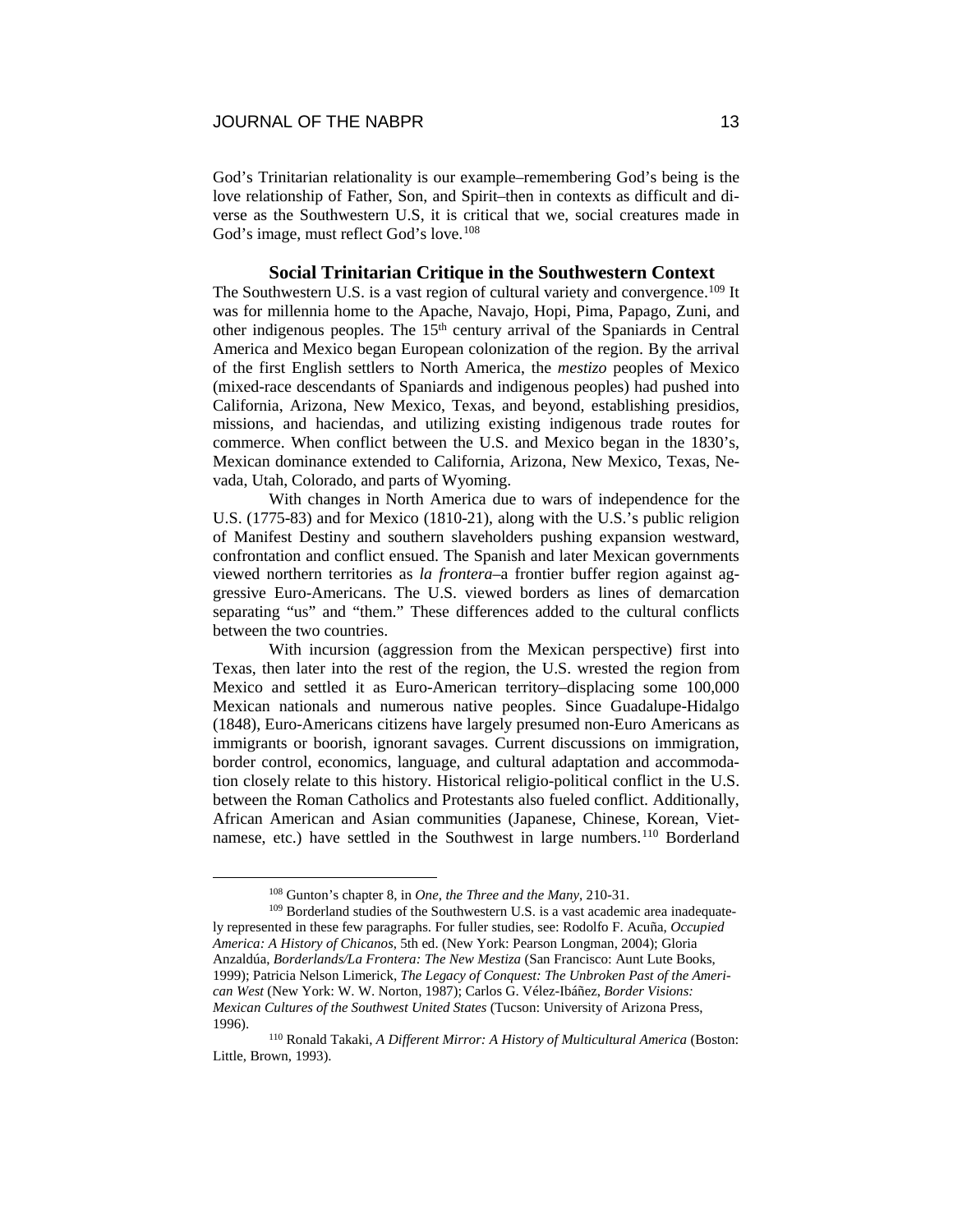God's Trinitarian relationality is our example–remembering God's being is the love relationship of Father, Son, and Spirit–then in contexts as difficult and diverse as the Southwestern U.S, it is critical that we, social creatures made in God's image, must reflect God's love.[108]

### Social Trinitarian Critique in the Southwestern Context

The Southwestern U.S. is a vast region of cultural variety and convergence.[109] It was for millennia home to the Apache, Navajo, Hopi, Pima, Papago, Zuni, and other indigenous peoples. The 15th century arrival of the Spaniards in Central America and Mexico began European colonization of the region. By the arrival of the first English settlers to North America, the *mestizo* peoples of Mexico (mixed-race descendants of Spaniards and indigenous peoples) had pushed into California, Arizona, New Mexico, Texas, and beyond, establishing presidios, missions, and haciendas, and utilizing existing indigenous trade routes for commerce. When conflict between the U.S. and Mexico began in the 1830's, Mexican dominance extended to California, Arizona, New Mexico, Texas, Nevada, Utah, Colorado, and parts of Wyoming.

With changes in North America due to wars of independence for the U.S. (1775-83) and for Mexico (1810-21), along with the U.S.'s public religion of Manifest Destiny and southern slaveholders pushing expansion westward, confrontation and conflict ensued. The Spanish and later Mexican governments viewed northern territories as *la frontera*–a frontier buffer region against aggressive Euro-Americans. The U.S. viewed borders as lines of demarcation separating "us" and "them." These differences added to the cultural conflicts between the two countries.

With incursion (aggression from the Mexican perspective) first into Texas, then later into the rest of the region, the U.S. wrested the region from Mexico and settled it as Euro-American territory–displacing some 100,000 Mexican nationals and numerous native peoples. Since Guadalupe-Hidalgo (1848), Euro-Americans citizens have largely presumed non-Euro Americans as immigrants or boorish, ignorant savages. Current discussions on immigration, border control, economics, language, and cultural adaptation and accommodation closely relate to this history. Historical religio-political conflict in the U.S. between the Roman Catholics and Protestants also fueled conflict. Additionally, African American and Asian communities (Japanese, Chinese, Korean, Vietnamese, etc.) have settled in the Southwest in large numbers.[110] Borderland

---

[108] Gunton's chapter 8, in *One, the Three and the Many*, 210-31.

[109] Borderland studies of the Southwestern U.S. is a vast academic area inadequately represented in these few paragraphs. For fuller studies, see: Rodolfo F. Acuña, *Occupied America: A History of Chicanos*, 5th ed. (New York: Pearson Longman, 2004); Gloria Anzaldúa, *Borderlands/La Frontera: The New Mestiza* (San Francisco: Aunt Lute Books, 1999); Patricia Nelson Limerick, *The Legacy of Conquest: The Unbroken Past of the American West* (New York: W. W. Norton, 1987); Carlos G. Vélez-Ibáñez, *Border Visions: Mexican Cultures of the Southwest United States* (Tucson: University of Arizona Press, 1996).

[110] Ronald Takaki, *A Different Mirror: A History of Multicultural America* (Boston: Little, Brown, 1993).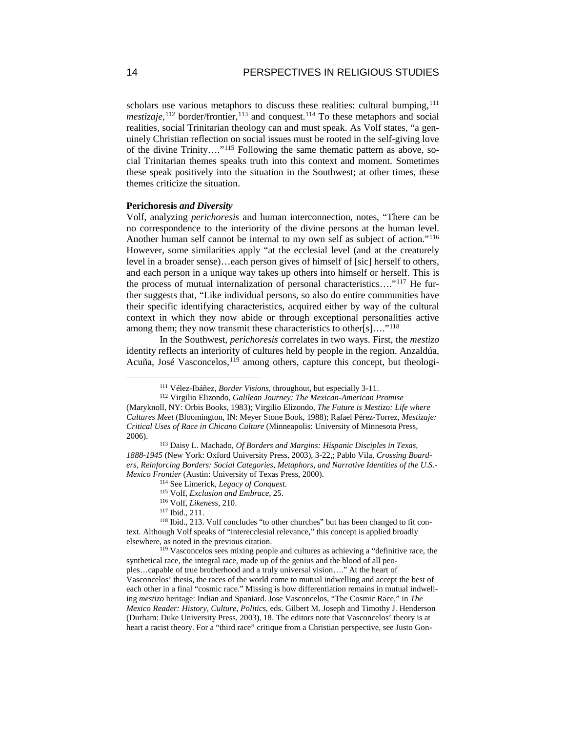scholars use various metaphors to discuss these realities: cultural bumping,[111] *mestizaje*,[112] border/frontier,[113] and conquest.[114] To these metaphors and social realities, social Trinitarian theology can and must speak. As Volf states, "a genuinely Christian reflection on social issues must be rooted in the self-giving love of the divine Trinity…."[115] Following the same thematic pattern as above, social Trinitarian themes speaks truth into this context and moment. Sometimes these speak positively into the situation in the Southwest; at other times, these themes criticize the situation.

**Perichoresis *and Diversity***

Volf, analyzing *perichoresis* and human interconnection, notes, "There can be no correspondence to the interiority of the divine persons at the human level. Another human self cannot be internal to my own self as subject of action."[116] However, some similarities apply "at the ecclesial level (and at the creaturely level in a broader sense)…each person gives of himself of [sic] herself to others, and each person in a unique way takes up others into himself or herself. This is the process of mutual internalization of personal characteristics…."[117] He further suggests that, "Like individual persons, so also do entire communities have their specific identifying characteristics, acquired either by way of the cultural context in which they now abide or through exceptional personalities active among them; they now transmit these characteristics to other[s]…."[118]

In the Southwest, *perichoresis* correlates in two ways. First, the *mestizo* identity reflects an interiority of cultures held by people in the region. Anzaldúa, Acuña, José Vasconcelos,[119] among others, capture this concept, but theologi-

---

[111] Vélez-Ibáñez, *Border Visions*, throughout, but especially 3-11.

[112] Virgilio Elizondo, *Galilean Journey: The Mexican-American Promise* (Maryknoll, NY: Orbis Books, 1983); Virgilio Elizondo, *The Future is Mestizo: Life where Cultures Meet* (Bloomington, IN: Meyer Stone Book, 1988); Rafael Pérez-Torrez, *Mestizaje: Critical Uses of Race in Chicano Culture* (Minneapolis: University of Minnesota Press, 2006).

[113] Daisy L. Machado, *Of Borders and Margins: Hispanic Disciples in Texas, 1888-1945* (New York: Oxford University Press, 2003), 3-22,; Pablo Vila, *Crossing Boarders, Reinforcing Borders: Social Categories, Metaphors, and Narrative Identities of the U.S.-Mexico Frontier* (Austin: University of Texas Press, 2000).

[114] See Limerick, *Legacy of Conquest*.

[115] Volf, *Exclusion and Embrace*, 25.

[116] Volf, *Likeness*, 210.

[117] Ibid., 211.

[118] Ibid., 213. Volf concludes "to other churches" but has been changed to fit context. Although Volf speaks of "interecclesial relevance," this concept is applied broadly elsewhere, as noted in the previous citation.

[119] Vasconcelos sees mixing people and cultures as achieving a "definitive race, the synthetical race, the integral race, made up of the genius and the blood of all peoples…capable of true brotherhood and a truly universal vision…." At the heart of Vasconcelos' thesis, the races of the world come to mutual indwelling and accept the best of each other in a final "cosmic race." Missing is how differentiation remains in mutual indwelling *mestizo* heritage: Indian and Spaniard. Jose Vasconcelos, "The Cosmic Race," in *The Mexico Reader: History, Culture, Politics*, eds. Gilbert M. Joseph and Timothy J. Henderson (Durham: Duke University Press, 2003), 18. The editors note that Vasconcelos' theory is at heart a racist theory. For a "third race" critique from a Christian perspective, see Justo Gon-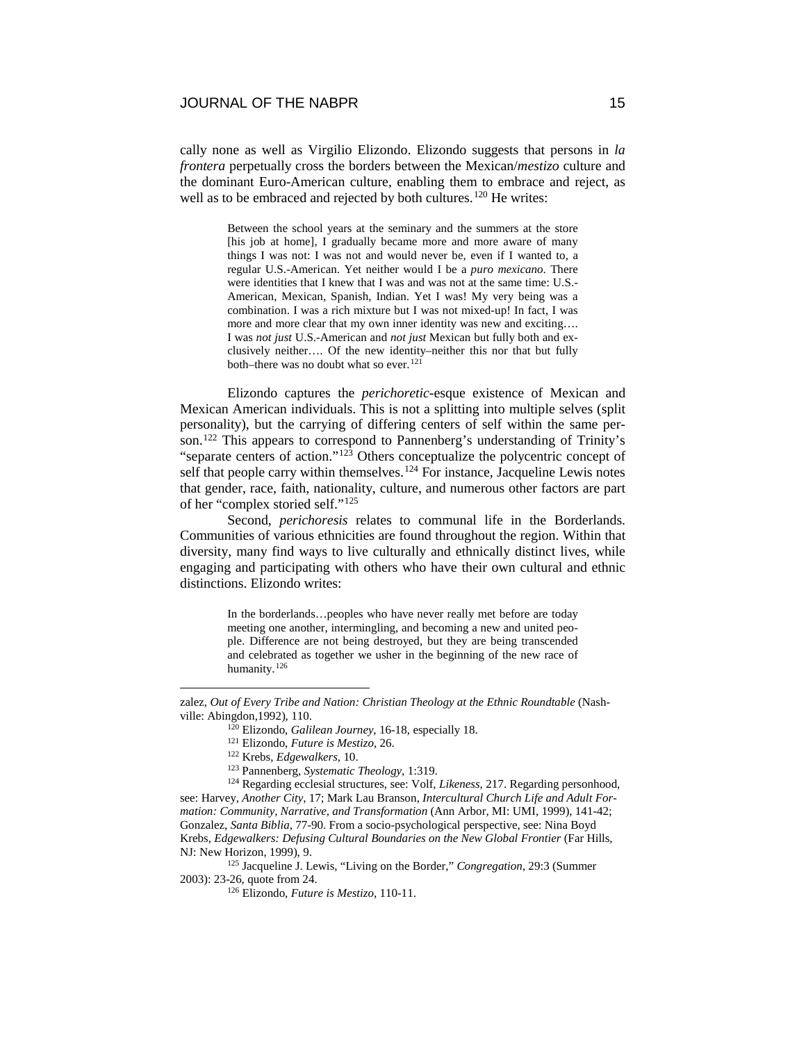cally none as well as Virgilio Elizondo. Elizondo suggests that persons in *la frontera* perpetually cross the borders between the Mexican/*mestizo* culture and the dominant Euro-American culture, enabling them to embrace and reject, as well as to be embraced and rejected by both cultures.[120] He writes:

> Between the school years at the seminary and the summers at the store [his job at home], I gradually became more and more aware of many things I was not: I was not and would never be, even if I wanted to, a regular U.S.-American. Yet neither would I be a *puro mexicano*. There were identities that I knew that I was and was not at the same time: U.S.-American, Mexican, Spanish, Indian. Yet I was! My very being was a combination. I was a rich mixture but I was not mixed-up! In fact, I was more and more clear that my own inner identity was new and exciting…. I was *not just* U.S.-American and *not just* Mexican but fully both and exclusively neither…. Of the new identity–neither this nor that but fully both–there was no doubt what so ever.[121]

Elizondo captures the *perichoretic*-esque existence of Mexican and Mexican American individuals. This is not a splitting into multiple selves (split personality), but the carrying of differing centers of self within the same person.[122] This appears to correspond to Pannenberg's understanding of Trinity's "separate centers of action."[123] Others conceptualize the polycentric concept of self that people carry within themselves.[124] For instance, Jacqueline Lewis notes that gender, race, faith, nationality, culture, and numerous other factors are part of her "complex storied self."[125]

Second, *perichoresis* relates to communal life in the Borderlands. Communities of various ethnicities are found throughout the region. Within that diversity, many find ways to live culturally and ethnically distinct lives, while engaging and participating with others who have their own cultural and ethnic distinctions. Elizondo writes:

> In the borderlands…peoples who have never really met before are today meeting one another, intermingling, and becoming a new and united people. Difference are not being destroyed, but they are being transcended and celebrated as together we usher in the beginning of the new race of humanity.[126]

---

zalez, *Out of Every Tribe and Nation: Christian Theology at the Ethnic Roundtable* (Nashville: Abingdon,1992), 110.

[120] Elizondo, *Galilean Journey*, 16-18, especially 18.

[121] Elizondo, *Future is Mestizo*, 26.

[122] Krebs, *Edgewalkers*, 10.

[123] Pannenberg, *Systematic Theology*, 1:319.

[124] Regarding ecclesial structures, see: Volf, *Likeness*, 217. Regarding personhood, see: Harvey, *Another City*, 17; Mark Lau Branson, *Intercultural Church Life and Adult Formation: Community, Narrative, and Transformation* (Ann Arbor, MI: UMI, 1999), 141-42; Gonzalez, *Santa Biblia*, 77-90. From a socio-psychological perspective, see: Nina Boyd Krebs, *Edgewalkers: Defusing Cultural Boundaries on the New Global Frontier* (Far Hills, NJ: New Horizon, 1999), 9.

[125] Jacqueline J. Lewis, "Living on the Border," *Congregation*, 29:3 (Summer 2003): 23-26, quote from 24.

[126] Elizondo, *Future is Mestizo*, 110-11.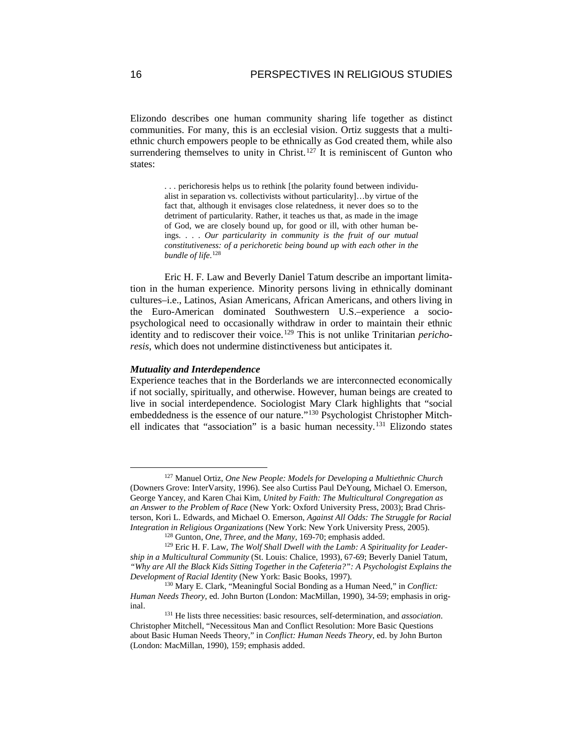Elizondo describes one human community sharing life together as distinct communities. For many, this is an ecclesial vision. Ortiz suggests that a multi-ethnic church empowers people to be ethnically as God created them, while also surrendering themselves to unity in Christ.[127] It is reminiscent of Gunton who states:

> . . . perichoresis helps us to rethink [the polarity found between individualist in separation vs. collectivists without particularity]…by virtue of the fact that, although it envisages close relatedness, it never does so to the detriment of particularity. Rather, it teaches us that, as made in the image of God, we are closely bound up, for good or ill, with other human beings. . . . *Our particularity in community is the fruit of our mutual constitutiveness: of a perichoretic being bound up with each other in the bundle of life*.[128]

Eric H. F. Law and Beverly Daniel Tatum describe an important limitation in the human experience. Minority persons living in ethnically dominant cultures–i.e., Latinos, Asian Americans, African Americans, and others living in the Euro-American dominated Southwestern U.S.–experience a socio-psychological need to occasionally withdraw in order to maintain their ethnic identity and to rediscover their voice.[129] This is not unlike Trinitarian *perichoresis*, which does not undermine distinctiveness but anticipates it.

### *Mutuality and Interdependence*

Experience teaches that in the Borderlands we are interconnected economically if not socially, spiritually, and otherwise. However, human beings are created to live in social interdependence. Sociologist Mary Clark highlights that "social embeddedness is the essence of our nature."[130] Psychologist Christopher Mitchell indicates that "association" is a basic human necessity.[131] Elizondo states

---

[127] Manuel Ortiz, *One New People: Models for Developing a Multiethnic Church* (Downers Grove: InterVarsity, 1996). See also Curtiss Paul DeYoung, Michael O. Emerson, George Yancey, and Karen Chai Kim, *United by Faith: The Multicultural Congregation as an Answer to the Problem of Race* (New York: Oxford University Press, 2003); Brad Christerson, Kori L. Edwards, and Michael O. Emerson, *Against All Odds: The Struggle for Racial Integration in Religious Organizations* (New York: New York University Press, 2005).

[128] Gunton, *One, Three, and the Many*, 169-70; emphasis added.

[129] Eric H. F. Law, *The Wolf Shall Dwell with the Lamb: A Spirituality for Leadership in a Multicultural Community* (St. Louis: Chalice, 1993), 67-69; Beverly Daniel Tatum, *"Why are All the Black Kids Sitting Together in the Cafeteria?": A Psychologist Explains the Development of Racial Identity* (New York: Basic Books, 1997).

[130] Mary E. Clark, "Meaningful Social Bonding as a Human Need," in *Conflict: Human Needs Theory*, ed. John Burton (London: MacMillan, 1990), 34-59; emphasis in original.

[131] He lists three necessities: basic resources, self-determination, and *association*. Christopher Mitchell, "Necessitous Man and Conflict Resolution: More Basic Questions about Basic Human Needs Theory," in *Conflict: Human Needs Theory*, ed. by John Burton (London: MacMillan, 1990), 159; emphasis added.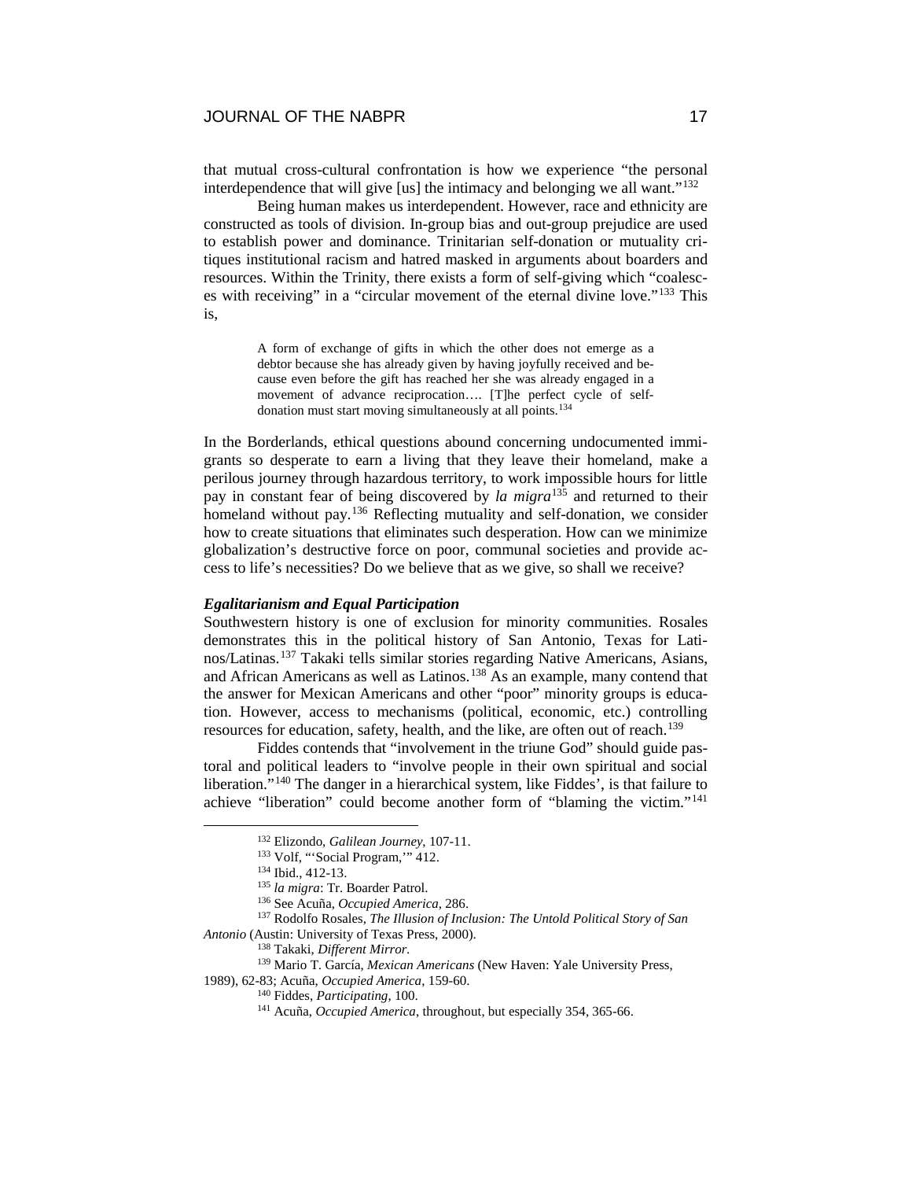that mutual cross-cultural confrontation is how we experience "the personal interdependence that will give [us] the intimacy and belonging we all want."[132]

Being human makes us interdependent. However, race and ethnicity are constructed as tools of division. In-group bias and out-group prejudice are used to establish power and dominance. Trinitarian self-donation or mutuality critiques institutional racism and hatred masked in arguments about boarders and resources. Within the Trinity, there exists a form of self-giving which "coalesces with receiving" in a "circular movement of the eternal divine love."[133] This is,

> A form of exchange of gifts in which the other does not emerge as a debtor because she has already given by having joyfully received and because even before the gift has reached her she was already engaged in a movement of advance reciprocation…. [T]he perfect cycle of self-donation must start moving simultaneously at all points.[134]

In the Borderlands, ethical questions abound concerning undocumented immigrants so desperate to earn a living that they leave their homeland, make a perilous journey through hazardous territory, to work impossible hours for little pay in constant fear of being discovered by *la migra*[135] and returned to their homeland without pay.[136] Reflecting mutuality and self-donation, we consider how to create situations that eliminates such desperation. How can we minimize globalization's destructive force on poor, communal societies and provide access to life's necessities? Do we believe that as we give, so shall we receive?

### *Egalitarianism and Equal Participation*

Southwestern history is one of exclusion for minority communities. Rosales demonstrates this in the political history of San Antonio, Texas for Latinos/Latinas.[137] Takaki tells similar stories regarding Native Americans, Asians, and African Americans as well as Latinos.[138] As an example, many contend that the answer for Mexican Americans and other "poor" minority groups is education. However, access to mechanisms (political, economic, etc.) controlling resources for education, safety, health, and the like, are often out of reach.[139]

Fiddes contends that "involvement in the triune God" should guide pastoral and political leaders to "involve people in their own spiritual and social liberation."[140] The danger in a hierarchical system, like Fiddes', is that failure to achieve "liberation" could become another form of "blaming the victim."[141]

---

[132] Elizondo, *Galilean Journey*, 107-11.

[133] Volf, "'Social Program,'" 412.

[134] Ibid., 412-13.

[135] *la migra*: Tr. Boarder Patrol.

[136] See Acuña, *Occupied America*, 286.

[137] Rodolfo Rosales, *The Illusion of Inclusion: The Untold Political Story of San Antonio* (Austin: University of Texas Press, 2000).

[138] Takaki, *Different Mirror.*

[139] Mario T. García, *Mexican Americans* (New Haven: Yale University Press, 1989), 62-83; Acuña, *Occupied America*, 159-60.

[140] Fiddes, *Participating*, 100.

[141] Acuña, *Occupied America*, throughout, but especially 354, 365-66.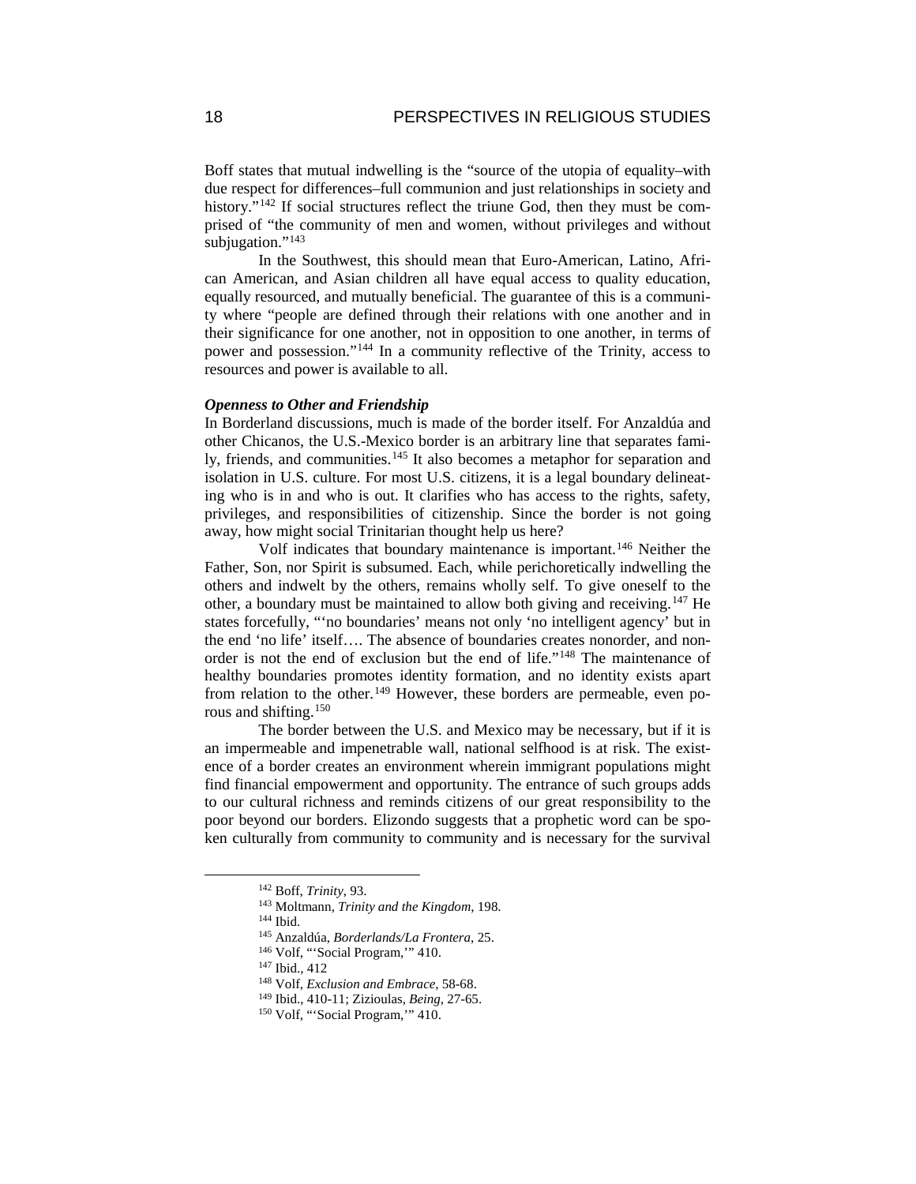Boff states that mutual indwelling is the "source of the utopia of equality–with due respect for differences–full communion and just relationships in society and history."[142] If social structures reflect the triune God, then they must be comprised of "the community of men and women, without privileges and without subjugation."[143]

In the Southwest, this should mean that Euro-American, Latino, African American, and Asian children all have equal access to quality education, equally resourced, and mutually beneficial. The guarantee of this is a community where "people are defined through their relations with one another and in their significance for one another, not in opposition to one another, in terms of power and possession."[144] In a community reflective of the Trinity, access to resources and power is available to all.

### *Openness to Other and Friendship*

In Borderland discussions, much is made of the border itself. For Anzaldúa and other Chicanos, the U.S.-Mexico border is an arbitrary line that separates family, friends, and communities.[145] It also becomes a metaphor for separation and isolation in U.S. culture. For most U.S. citizens, it is a legal boundary delineating who is in and who is out. It clarifies who has access to the rights, safety, privileges, and responsibilities of citizenship. Since the border is not going away, how might social Trinitarian thought help us here?

Volf indicates that boundary maintenance is important.[146] Neither the Father, Son, nor Spirit is subsumed. Each, while perichoretically indwelling the others and indwelt by the others, remains wholly self. To give oneself to the other, a boundary must be maintained to allow both giving and receiving.[147] He states forcefully, "'no boundaries' means not only 'no intelligent agency' but in the end 'no life' itself…. The absence of boundaries creates nonorder, and nonorder is not the end of exclusion but the end of life."[148] The maintenance of healthy boundaries promotes identity formation, and no identity exists apart from relation to the other.[149] However, these borders are permeable, even porous and shifting.[150]

The border between the U.S. and Mexico may be necessary, but if it is an impermeable and impenetrable wall, national selfhood is at risk. The existence of a border creates an environment wherein immigrant populations might find financial empowerment and opportunity. The entrance of such groups adds to our cultural richness and reminds citizens of our great responsibility to the poor beyond our borders. Elizondo suggests that a prophetic word can be spoken culturally from community to community and is necessary for the survival

---

[142] Boff, *Trinity*, 93.
[143] Moltmann, *Trinity and the Kingdom*, 198.
[144] Ibid.
[145] Anzaldúa, *Borderlands/La Frontera*, 25.
[146] Volf, "'Social Program,'" 410.
[147] Ibid., 412
[148] Volf, *Exclusion and Embrace*, 58-68.
[149] Ibid., 410-11; Zizioulas, *Being*, 27-65.
[150] Volf, "'Social Program,'" 410.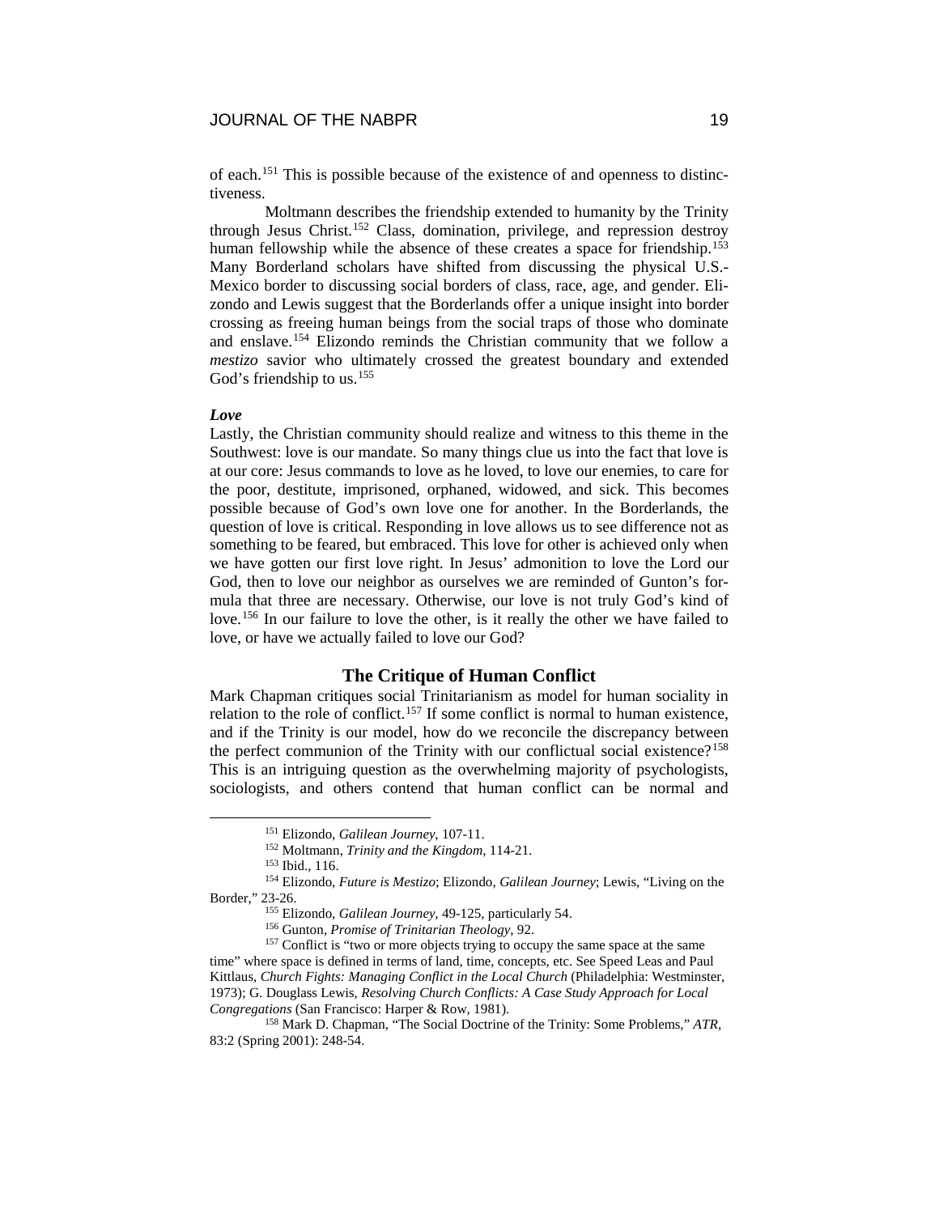of each.[151] This is possible because of the existence of and openness to distinctiveness.

Moltmann describes the friendship extended to humanity by the Trinity through Jesus Christ.[152] Class, domination, privilege, and repression destroy human fellowship while the absence of these creates a space for friendship.[153] Many Borderland scholars have shifted from discussing the physical U.S.-Mexico border to discussing social borders of class, race, age, and gender. Elizondo and Lewis suggest that the Borderlands offer a unique insight into border crossing as freeing human beings from the social traps of those who dominate and enslave.[154] Elizondo reminds the Christian community that we follow a *mestizo* savior who ultimately crossed the greatest boundary and extended God's friendship to us.[155]

***Love***

Lastly, the Christian community should realize and witness to this theme in the Southwest: love is our mandate. So many things clue us into the fact that love is at our core: Jesus commands to love as he loved, to love our enemies, to care for the poor, destitute, imprisoned, orphaned, widowed, and sick. This becomes possible because of God's own love one for another. In the Borderlands, the question of love is critical. Responding in love allows us to see difference not as something to be feared, but embraced. This love for other is achieved only when we have gotten our first love right. In Jesus' admonition to love the Lord our God, then to love our neighbor as ourselves we are reminded of Gunton's formula that three are necessary. Otherwise, our love is not truly God's kind of love.[156] In our failure to love the other, is it really the other we have failed to love, or have we actually failed to love our God?

## The Critique of Human Conflict

Mark Chapman critiques social Trinitarianism as model for human sociality in relation to the role of conflict.[157] If some conflict is normal to human existence, and if the Trinity is our model, how do we reconcile the discrepancy between the perfect communion of the Trinity with our conflictual social existence?[158] This is an intriguing question as the overwhelming majority of psychologists, sociologists, and others contend that human conflict can be normal and

---

[151] Elizondo, *Galilean Journey*, 107-11.

[152] Moltmann, *Trinity and the Kingdom*, 114-21.

[153] Ibid., 116.

[154] Elizondo, *Future is Mestizo*; Elizondo, *Galilean Journey*; Lewis, "Living on the Border," 23-26.

[155] Elizondo, *Galilean Journey*, 49-125, particularly 54.

[156] Gunton, *Promise of Trinitarian Theology*, 92.

[157] Conflict is "two or more objects trying to occupy the same space at the same time" where space is defined in terms of land, time, concepts, etc. See Speed Leas and Paul Kittlaus, *Church Fights: Managing Conflict in the Local Church* (Philadelphia: Westminster, 1973); G. Douglass Lewis, *Resolving Church Conflicts: A Case Study Approach for Local Congregations* (San Francisco: Harper & Row, 1981).

[158] Mark D. Chapman, "The Social Doctrine of the Trinity: Some Problems," *ATR*, 83:2 (Spring 2001): 248-54.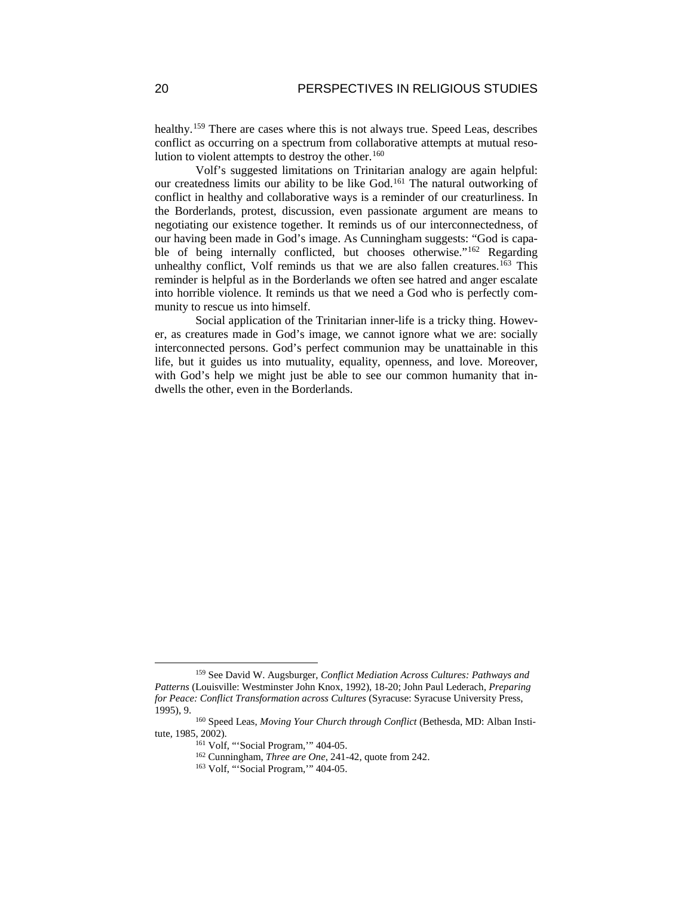healthy.[159] There are cases where this is not always true. Speed Leas, describes conflict as occurring on a spectrum from collaborative attempts at mutual resolution to violent attempts to destroy the other.[160]

Volf's suggested limitations on Trinitarian analogy are again helpful: our createdness limits our ability to be like God.[161] The natural outworking of conflict in healthy and collaborative ways is a reminder of our creaturliness. In the Borderlands, protest, discussion, even passionate argument are means to negotiating our existence together. It reminds us of our interconnectedness, of our having been made in God's image. As Cunningham suggests: "God is capable of being internally conflicted, but chooses otherwise."[162] Regarding unhealthy conflict, Volf reminds us that we are also fallen creatures.[163] This reminder is helpful as in the Borderlands we often see hatred and anger escalate into horrible violence. It reminds us that we need a God who is perfectly community to rescue us into himself.

Social application of the Trinitarian inner-life is a tricky thing. However, as creatures made in God's image, we cannot ignore what we are: socially interconnected persons. God's perfect communion may be unattainable in this life, but it guides us into mutuality, equality, openness, and love. Moreover, with God's help we might just be able to see our common humanity that indwells the other, even in the Borderlands.

---

[159] See David W. Augsburger, *Conflict Mediation Across Cultures: Pathways and Patterns* (Louisville: Westminster John Knox, 1992), 18-20; John Paul Lederach, *Preparing for Peace: Conflict Transformation across Cultures* (Syracuse: Syracuse University Press, 1995), 9.

[160] Speed Leas, *Moving Your Church through Conflict* (Bethesda, MD: Alban Institute, 1985, 2002).

[161] Volf, "'Social Program,'" 404-05.

[162] Cunningham, *Three are One*, 241-42, quote from 242.

[163] Volf, "'Social Program,'" 404-05.